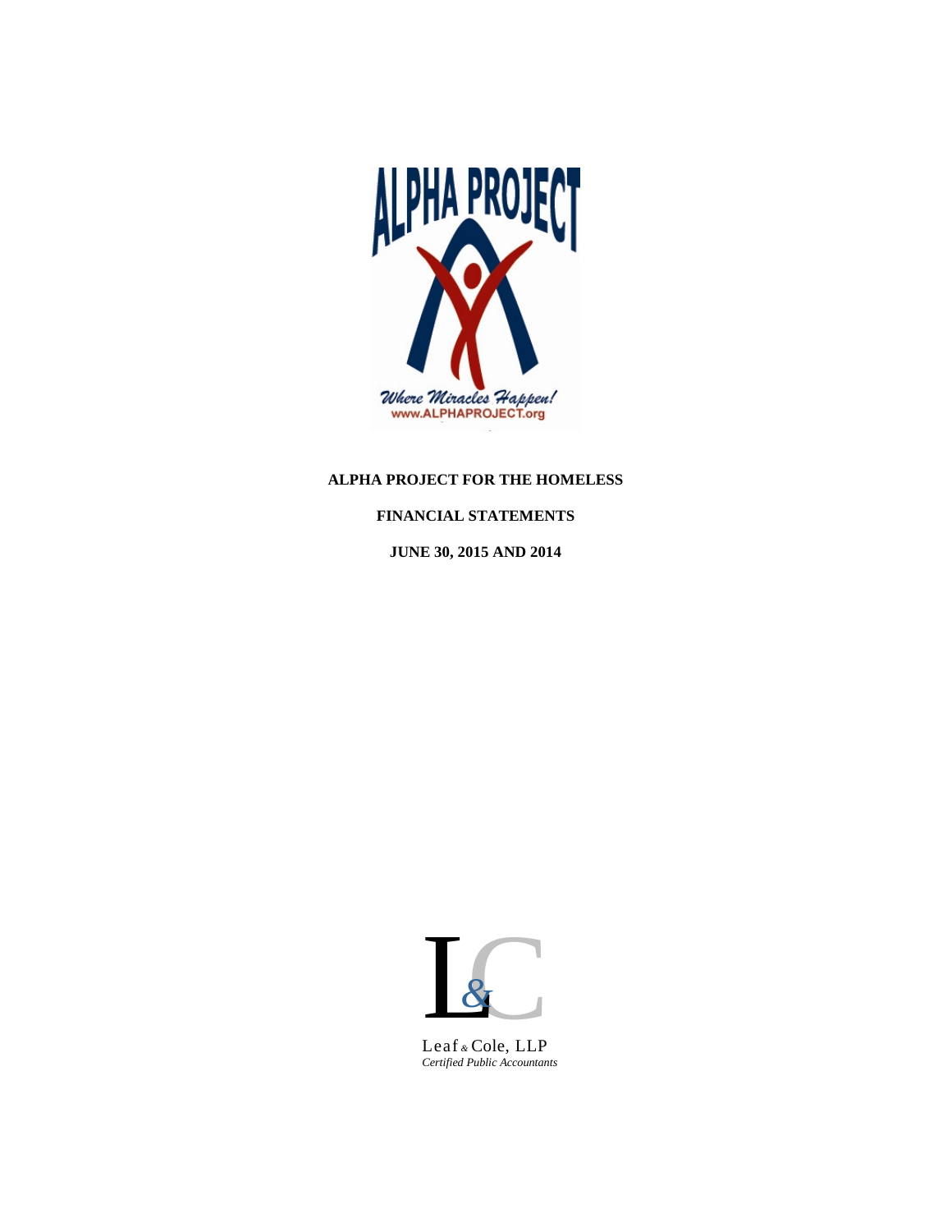ALPHA PROJECT

*Where Miracles Happen!*
www.ALPHAPROJECT.org

**ALPHA PROJECT FOR THE HOMELESS**

**FINANCIAL STATEMENTS**

**JUNE 30, 2015 AND 2014**

Leaf & Cole, LLP
*Certified Public Accountants*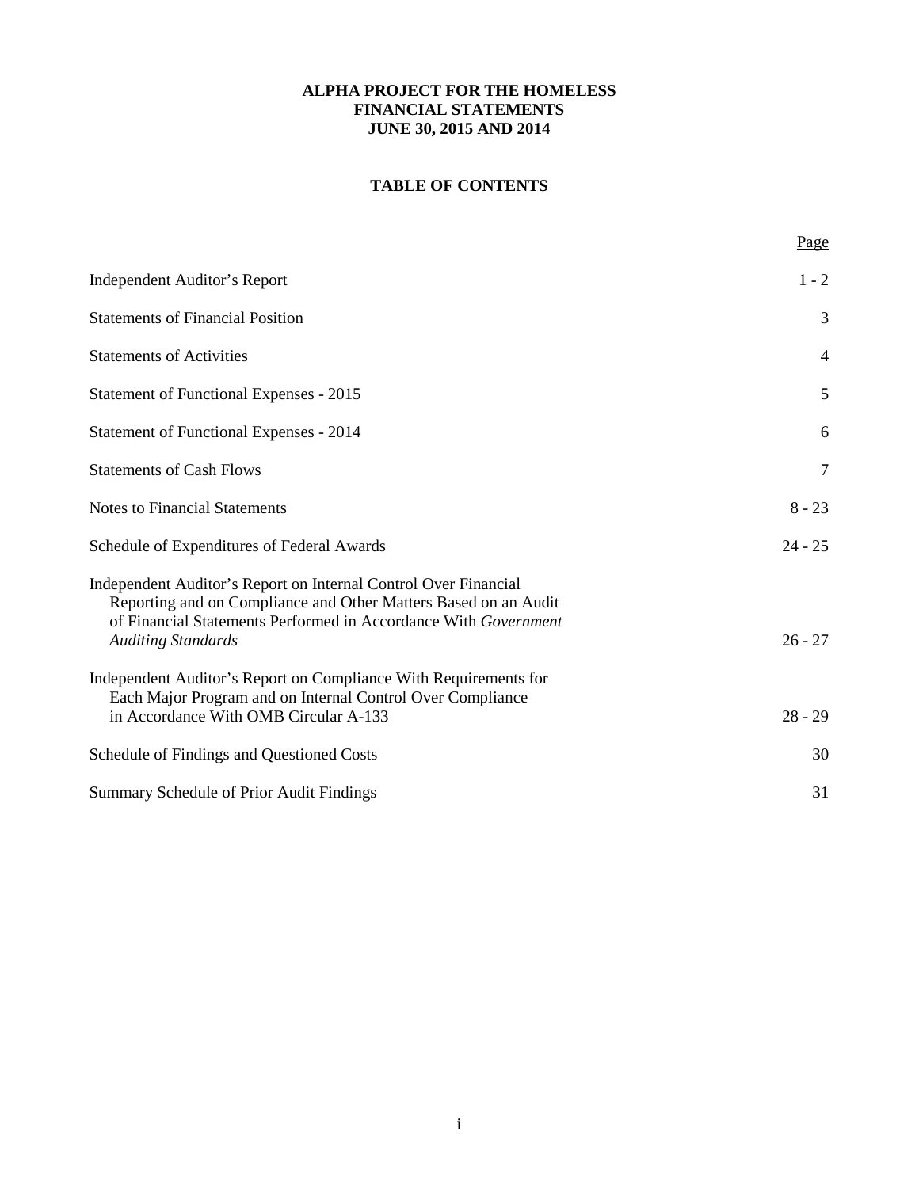# ALPHA PROJECT FOR THE HOMELESS
## FINANCIAL STATEMENTS
## JUNE 30, 2015 AND 2014

## TABLE OF CONTENTS

| | Page |
|---|---|
| Independent Auditor's Report | 1 - 2 |
| Statements of Financial Position | 3 |
| Statements of Activities | 4 |
| Statement of Functional Expenses - 2015 | 5 |
| Statement of Functional Expenses - 2014 | 6 |
| Statements of Cash Flows | 7 |
| Notes to Financial Statements | 8 - 23 |
| Schedule of Expenditures of Federal Awards | 24 - 25 |
| Independent Auditor's Report on Internal Control Over Financial Reporting and on Compliance and Other Matters Based on an Audit of Financial Statements Performed in Accordance With *Government Auditing Standards* | 26 - 27 |
| Independent Auditor's Report on Compliance With Requirements for Each Major Program and on Internal Control Over Compliance in Accordance With OMB Circular A-133 | 28 - 29 |
| Schedule of Findings and Questioned Costs | 30 |
| Summary Schedule of Prior Audit Findings | 31 |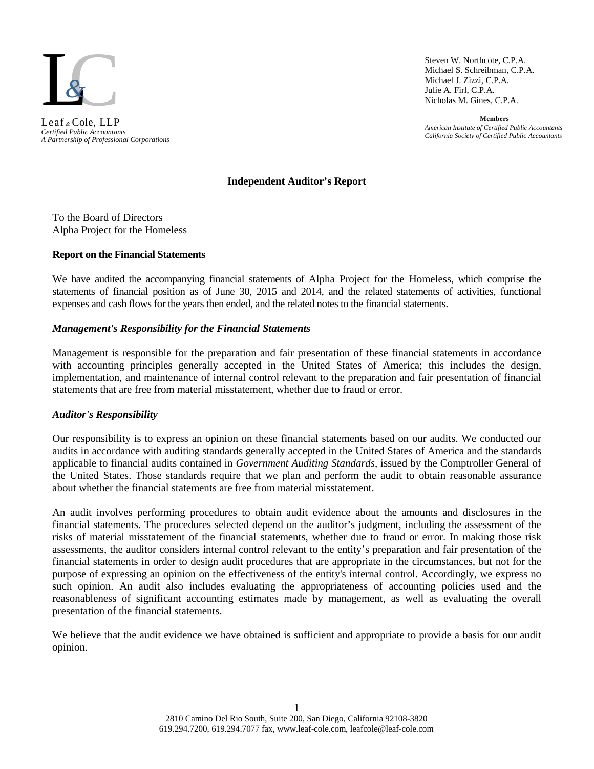Leaf & Cole, LLP
*Certified Public Accountants*
*A Partnership of Professional Corporations*

Steven W. Northcote, C.P.A.
Michael S. Schreibman, C.P.A.
Michael J. Zizzi, C.P.A.
Julie A. Firl, C.P.A.
Nicholas M. Gines, C.P.A.

**Members**
*American Institute of Certified Public Accountants*
*California Society of Certified Public Accountants*

## Independent Auditor's Report

To the Board of Directors
Alpha Project for the Homeless

### Report on the Financial Statements

We have audited the accompanying financial statements of Alpha Project for the Homeless, which comprise the statements of financial position as of June 30, 2015 and 2014, and the related statements of activities, functional expenses and cash flows for the years then ended, and the related notes to the financial statements.

### *Management's Responsibility for the Financial Statements*

Management is responsible for the preparation and fair presentation of these financial statements in accordance with accounting principles generally accepted in the United States of America; this includes the design, implementation, and maintenance of internal control relevant to the preparation and fair presentation of financial statements that are free from material misstatement, whether due to fraud or error.

### *Auditor's Responsibility*

Our responsibility is to express an opinion on these financial statements based on our audits. We conducted our audits in accordance with auditing standards generally accepted in the United States of America and the standards applicable to financial audits contained in *Government Auditing Standards*, issued by the Comptroller General of the United States. Those standards require that we plan and perform the audit to obtain reasonable assurance about whether the financial statements are free from material misstatement.

An audit involves performing procedures to obtain audit evidence about the amounts and disclosures in the financial statements. The procedures selected depend on the auditor's judgment, including the assessment of the risks of material misstatement of the financial statements, whether due to fraud or error. In making those risk assessments, the auditor considers internal control relevant to the entity's preparation and fair presentation of the financial statements in order to design audit procedures that are appropriate in the circumstances, but not for the purpose of expressing an opinion on the effectiveness of the entity's internal control. Accordingly, we express no such opinion. An audit also includes evaluating the appropriateness of accounting policies used and the reasonableness of significant accounting estimates made by management, as well as evaluating the overall presentation of the financial statements.

We believe that the audit evidence we have obtained is sufficient and appropriate to provide a basis for our audit opinion.

2810 Camino Del Rio South, Suite 200, San Diego, California 92108-3820
619.294.7200, 619.294.7077 fax, www.leaf-cole.com, leafcole@leaf-cole.com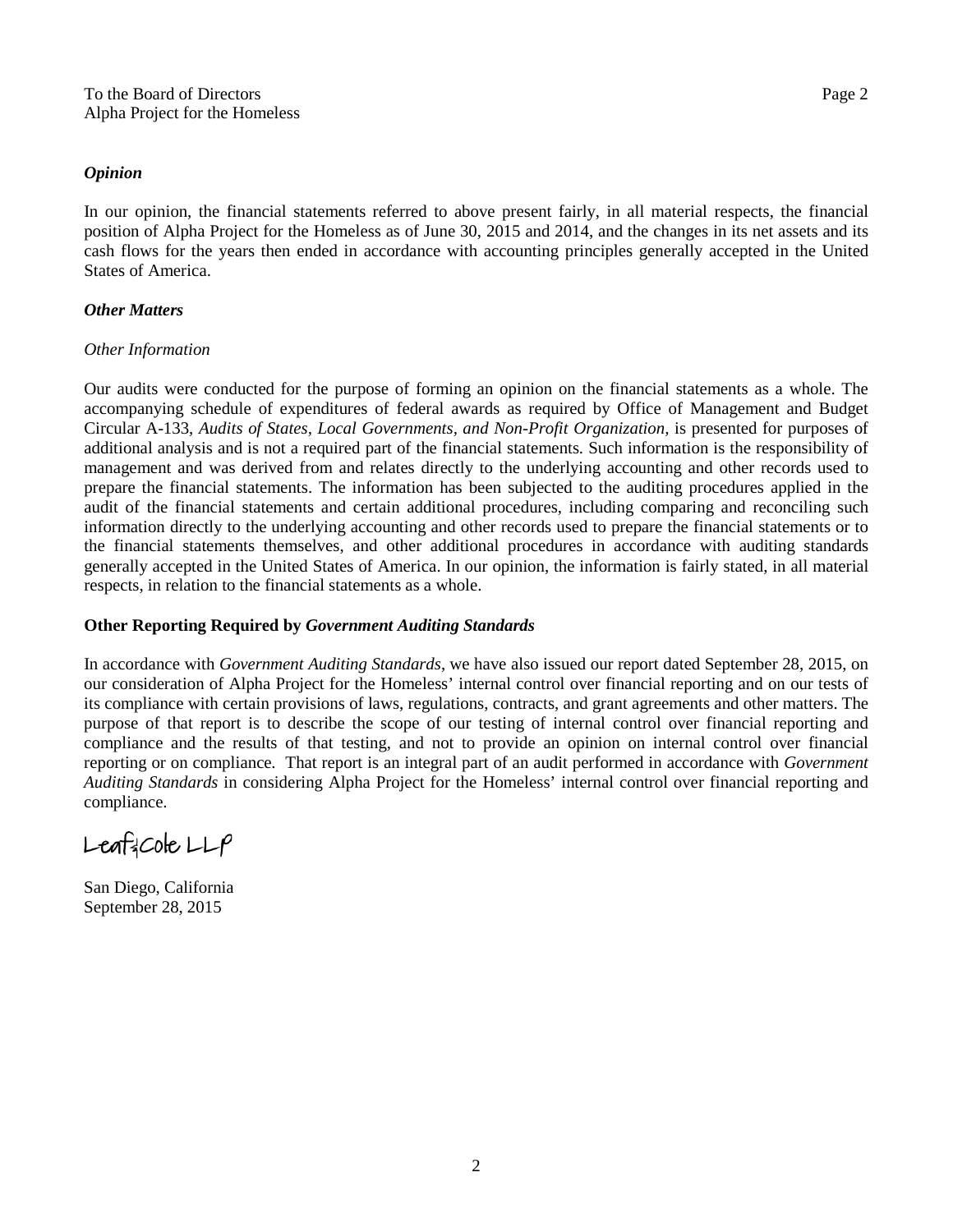To the Board of Directors
Alpha Project for the Homeless

### *Opinion*

In our opinion, the financial statements referred to above present fairly, in all material respects, the financial position of Alpha Project for the Homeless as of June 30, 2015 and 2014, and the changes in its net assets and its cash flows for the years then ended in accordance with accounting principles generally accepted in the United States of America.

### *Other Matters*

*Other Information*

Our audits were conducted for the purpose of forming an opinion on the financial statements as a whole. The accompanying schedule of expenditures of federal awards as required by Office of Management and Budget Circular A-133, *Audits of States, Local Governments, and Non-Profit Organization,* is presented for purposes of additional analysis and is not a required part of the financial statements. Such information is the responsibility of management and was derived from and relates directly to the underlying accounting and other records used to prepare the financial statements. The information has been subjected to the auditing procedures applied in the audit of the financial statements and certain additional procedures, including comparing and reconciling such information directly to the underlying accounting and other records used to prepare the financial statements or to the financial statements themselves, and other additional procedures in accordance with auditing standards generally accepted in the United States of America. In our opinion, the information is fairly stated, in all material respects, in relation to the financial statements as a whole.

### Other Reporting Required by *Government Auditing Standards*

In accordance with *Government Auditing Standards*, we have also issued our report dated September 28, 2015, on our consideration of Alpha Project for the Homeless' internal control over financial reporting and on our tests of its compliance with certain provisions of laws, regulations, contracts, and grant agreements and other matters. The purpose of that report is to describe the scope of our testing of internal control over financial reporting and compliance and the results of that testing, and not to provide an opinion on internal control over financial reporting or on compliance. That report is an integral part of an audit performed in accordance with *Government Auditing Standards* in considering Alpha Project for the Homeless' internal control over financial reporting and compliance.

Leaf & Cole LLP

San Diego, California
September 28, 2015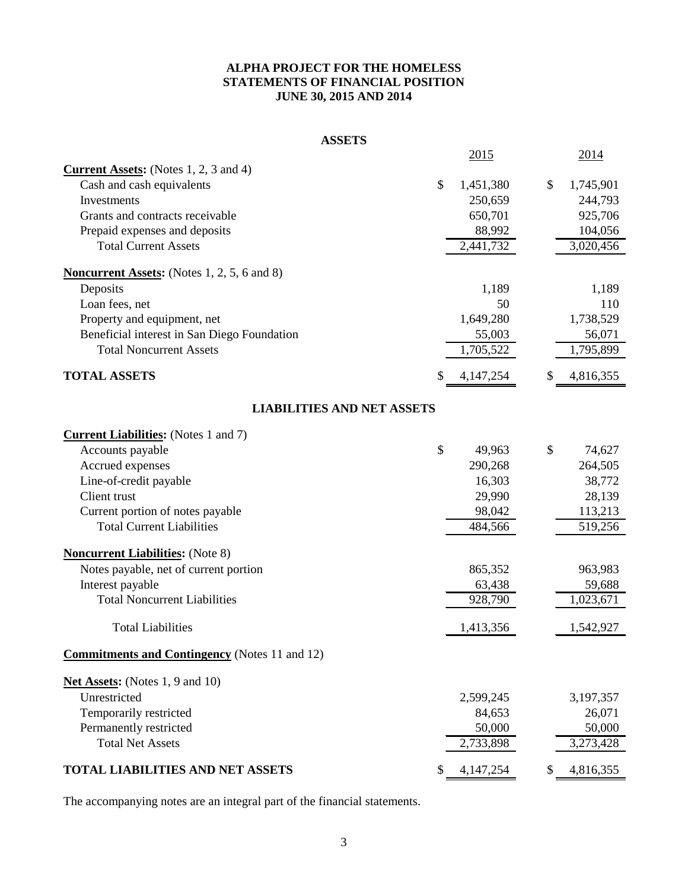# ALPHA PROJECT FOR THE HOMELESS
## STATEMENTS OF FINANCIAL POSITION
### JUNE 30, 2015 AND 2014

**ASSETS**

| | 2015 | 2014 |
|---|---|---|
| **Current Assets:** (Notes 1, 2, 3 and 4) | | |
| Cash and cash equivalents | $ 1,451,380 | $ 1,745,901 |
| Investments | 250,659 | 244,793 |
| Grants and contracts receivable | 650,701 | 925,706 |
| Prepaid expenses and deposits | 88,992 | 104,056 |
| Total Current Assets | 2,441,732 | 3,020,456 |
| **Noncurrent Assets:** (Notes 1, 2, 5, 6 and 8) | | |
| Deposits | 1,189 | 1,189 |
| Loan fees, net | 50 | 110 |
| Property and equipment, net | 1,649,280 | 1,738,529 |
| Beneficial interest in San Diego Foundation | 55,003 | 56,071 |
| Total Noncurrent Assets | 1,705,522 | 1,795,899 |
| **TOTAL ASSETS** | $ 4,147,254 | $ 4,816,355 |

**LIABILITIES AND NET ASSETS**

| | 2015 | 2014 |
|---|---|---|
| **Current Liabilities:** (Notes 1 and 7) | | |
| Accounts payable | $ 49,963 | $ 74,627 |
| Accrued expenses | 290,268 | 264,505 |
| Line-of-credit payable | 16,303 | 38,772 |
| Client trust | 29,990 | 28,139 |
| Current portion of notes payable | 98,042 | 113,213 |
| Total Current Liabilities | 484,566 | 519,256 |
| **Noncurrent Liabilities:** (Note 8) | | |
| Notes payable, net of current portion | 865,352 | 963,983 |
| Interest payable | 63,438 | 59,688 |
| Total Noncurrent Liabilities | 928,790 | 1,023,671 |
| Total Liabilities | 1,413,356 | 1,542,927 |
| **Commitments and Contingency** (Notes 11 and 12) | | |
| **Net Assets:** (Notes 1, 9 and 10) | | |
| Unrestricted | 2,599,245 | 3,197,357 |
| Temporarily restricted | 84,653 | 26,071 |
| Permanently restricted | 50,000 | 50,000 |
| Total Net Assets | 2,733,898 | 3,273,428 |
| **TOTAL LIABILITIES AND NET ASSETS** | $ 4,147,254 | $ 4,816,355 |

The accompanying notes are an integral part of the financial statements.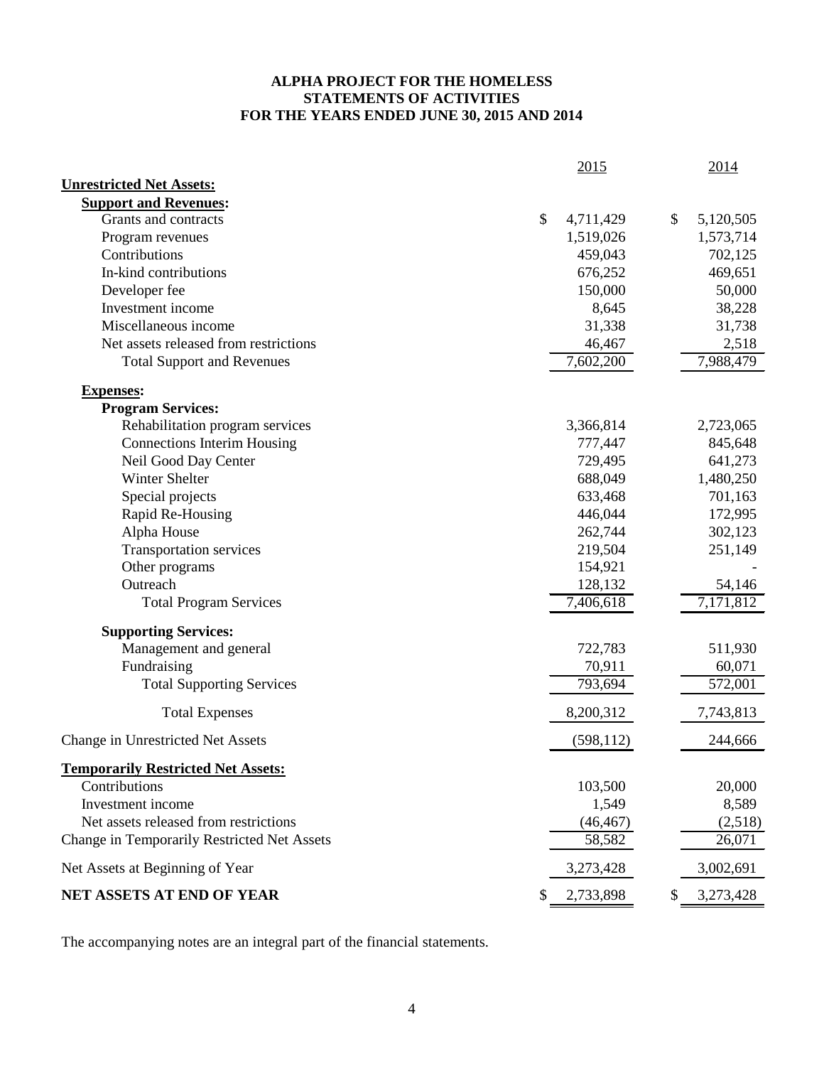# ALPHA PROJECT FOR THE HOMELESS
## STATEMENTS OF ACTIVITIES
## FOR THE YEARS ENDED JUNE 30, 2015 AND 2014

| | 2015 | 2014 |
|---|---|---|
| **Unrestricted Net Assets:** | | |
| **Support and Revenues:** | | |
| Grants and contracts | $ 4,711,429 | $ 5,120,505 |
| Program revenues | 1,519,026 | 1,573,714 |
| Contributions | 459,043 | 702,125 |
| In-kind contributions | 676,252 | 469,651 |
| Developer fee | 150,000 | 50,000 |
| Investment income | 8,645 | 38,228 |
| Miscellaneous income | 31,338 | 31,738 |
| Net assets released from restrictions | 46,467 | 2,518 |
| Total Support and Revenues | 7,602,200 | 7,988,479 |
| **Expenses:** | | |
| **Program Services:** | | |
| Rehabilitation program services | 3,366,814 | 2,723,065 |
| Connections Interim Housing | 777,447 | 845,648 |
| Neil Good Day Center | 729,495 | 641,273 |
| Winter Shelter | 688,049 | 1,480,250 |
| Special projects | 633,468 | 701,163 |
| Rapid Re-Housing | 446,044 | 172,995 |
| Alpha House | 262,744 | 302,123 |
| Transportation services | 219,504 | 251,149 |
| Other programs | 154,921 | - |
| Outreach | 128,132 | 54,146 |
| Total Program Services | 7,406,618 | 7,171,812 |
| **Supporting Services:** | | |
| Management and general | 722,783 | 511,930 |
| Fundraising | 70,911 | 60,071 |
| Total Supporting Services | 793,694 | 572,001 |
| Total Expenses | 8,200,312 | 7,743,813 |
| Change in Unrestricted Net Assets | (598,112) | 244,666 |
| **Temporarily Restricted Net Assets:** | | |
| Contributions | 103,500 | 20,000 |
| Investment income | 1,549 | 8,589 |
| Net assets released from restrictions | (46,467) | (2,518) |
| Change in Temporarily Restricted Net Assets | 58,582 | 26,071 |
| Net Assets at Beginning of Year | 3,273,428 | 3,002,691 |
| **NET ASSETS AT END OF YEAR** | $ 2,733,898 | $ 3,273,428 |

The accompanying notes are an integral part of the financial statements.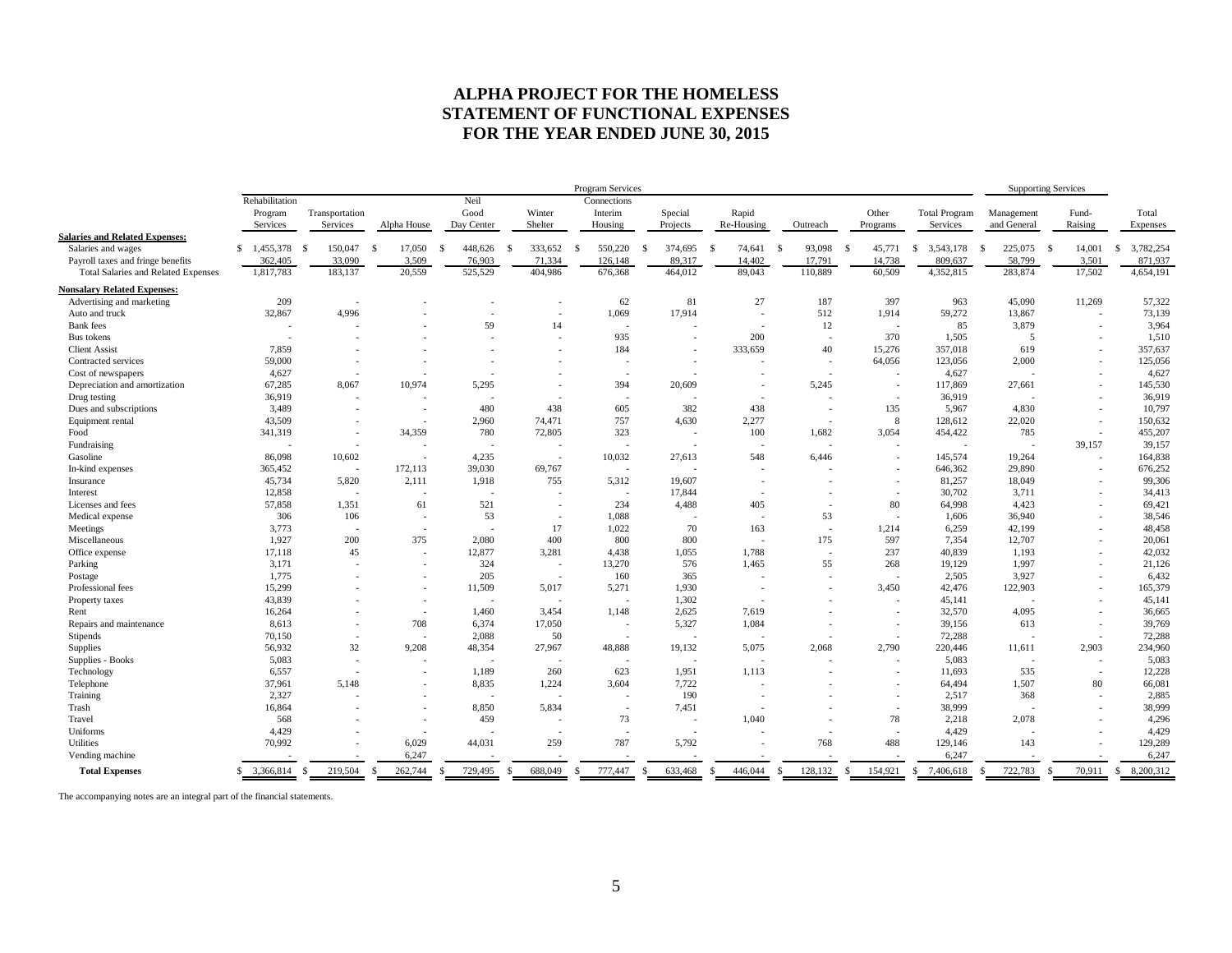# ALPHA PROJECT FOR THE HOMELESS
# STATEMENT OF FUNCTIONAL EXPENSES
# FOR THE YEAR ENDED JUNE 30, 2015

| | Program Services | | | | | | | | | | | Supporting Services | | |
|---|---|---|---|---|---|---|---|---|---|---|---|---|---|---|
| | Rehabilitation Program Services | Transportation Services | Alpha House | Neil Good Day Center | Winter Shelter | Connections Interim Housing | Special Projects | Rapid Re-Housing | Outreach | Other Programs | Total Program Services | Management and General | Fund-Raising | Total Expenses |
| **Salaries and Related Expenses:** | | | | | | | | | | | | | | |
| Salaries and wages | $ 1,455,378 | $ 150,047 | $ 17,050 | $ 448,626 | $ 333,652 | $ 550,220 | $ 374,695 | $ 74,641 | $ 93,098 | $ 45,771 | $ 3,543,178 | $ 225,075 | $ 14,001 | $ 3,782,254 |
| Payroll taxes and fringe benefits | 362,405 | 33,090 | 3,509 | 76,903 | 71,334 | 126,148 | 89,317 | 14,402 | 17,791 | 14,738 | 809,637 | 58,799 | 3,501 | 871,937 |
| Total Salaries and Related Expenses | 1,817,783 | 183,137 | 20,559 | 525,529 | 404,986 | 676,368 | 464,012 | 89,043 | 110,889 | 60,509 | 4,352,815 | 283,874 | 17,502 | 4,654,191 |
| **Nonsalary Related Expenses:** | | | | | | | | | | | | | | |
| Advertising and marketing | 209 | - | - | - | - | 62 | 81 | 27 | 187 | 397 | 963 | 45,090 | 11,269 | 57,322 |
| Auto and truck | 32,867 | 4,996 | - | - | - | 1,069 | 17,914 | - | 512 | 1,914 | 59,272 | 13,867 | - | 73,139 |
| Bank fees | - | - | - | 59 | 14 | - | - | - | 12 | - | 85 | 3,879 | - | 3,964 |
| Bus tokens | - | - | - | - | - | 935 | - | 200 | - | 370 | 1,505 | 5 | - | 1,510 |
| Client Assist | 7,859 | - | - | - | - | 184 | - | 333,659 | 40 | 15,276 | 357,018 | 619 | - | 357,637 |
| Contracted services | 59,000 | - | - | - | - | - | - | - | - | 64,056 | 123,056 | 2,000 | - | 125,056 |
| Cost of newspapers | 4,627 | - | - | - | - | - | - | - | - | - | 4,627 | - | - | 4,627 |
| Depreciation and amortization | 67,285 | 8,067 | 10,974 | 5,295 | - | 394 | 20,609 | - | 5,245 | - | 117,869 | 27,661 | - | 145,530 |
| Drug testing | 36,919 | - | - | - | - | - | - | - | - | - | 36,919 | - | - | 36,919 |
| Dues and subscriptions | 3,489 | - | - | 480 | 438 | 605 | 382 | 438 | - | 135 | 5,967 | 4,830 | - | 10,797 |
| Equipment rental | 43,509 | - | - | 2,960 | 74,471 | 757 | 4,630 | 2,277 | - | 8 | 128,612 | 22,020 | - | 150,632 |
| Food | 341,319 | - | 34,359 | 780 | 72,805 | 323 | - | 100 | 1,682 | 3,054 | 454,422 | 785 | - | 455,207 |
| Fundraising | - | - | - | - | - | - | - | - | - | - | - | - | 39,157 | 39,157 |
| Gasoline | 86,098 | 10,602 | - | 4,235 | - | 10,032 | 27,613 | 548 | 6,446 | - | 145,574 | 19,264 | - | 164,838 |
| In-kind expenses | 365,452 | - | 172,113 | 39,030 | 69,767 | - | - | - | - | - | 646,362 | 29,890 | - | 676,252 |
| Insurance | 45,734 | 5,820 | 2,111 | 1,918 | 755 | 5,312 | 19,607 | - | - | - | 81,257 | 18,049 | - | 99,306 |
| Interest | 12,858 | - | - | - | - | - | 17,844 | - | - | - | 30,702 | 3,711 | - | 34,413 |
| Licenses and fees | 57,858 | 1,351 | 61 | 521 | - | 234 | 4,488 | 405 | - | 80 | 64,998 | 4,423 | - | 69,421 |
| Medical expense | 306 | 106 | - | 53 | - | 1,088 | - | - | 53 | - | 1,606 | 36,940 | - | 38,546 |
| Meetings | 3,773 | - | - | - | 17 | 1,022 | 70 | 163 | - | 1,214 | 6,259 | 42,199 | - | 48,458 |
| Miscellaneous | 1,927 | 200 | 375 | 2,080 | 400 | 800 | 800 | - | 175 | 597 | 7,354 | 12,707 | - | 20,061 |
| Office expense | 17,118 | 45 | - | 12,877 | 3,281 | 4,438 | 1,055 | 1,788 | - | 237 | 40,839 | 1,193 | - | 42,032 |
| Parking | 3,171 | - | - | 324 | - | 13,270 | 576 | 1,465 | 55 | 268 | 19,129 | 1,997 | - | 21,126 |
| Postage | 1,775 | - | - | 205 | - | 160 | 365 | - | - | - | 2,505 | 3,927 | - | 6,432 |
| Professional fees | 15,299 | - | - | 11,509 | 5,017 | 5,271 | 1,930 | - | - | 3,450 | 42,476 | 122,903 | - | 165,379 |
| Property taxes | 43,839 | - | - | - | - | - | 1,302 | - | - | - | 45,141 | - | - | 45,141 |
| Rent | 16,264 | - | - | 1,460 | 3,454 | 1,148 | 2,625 | 7,619 | - | - | 32,570 | 4,095 | - | 36,665 |
| Repairs and maintenance | 8,613 | - | 708 | 6,374 | 17,050 | - | 5,327 | 1,084 | - | - | 39,156 | 613 | - | 39,769 |
| Stipends | 70,150 | - | - | 2,088 | 50 | - | - | - | - | - | 72,288 | - | - | 72,288 |
| Supplies | 56,932 | 32 | 9,208 | 48,354 | 27,967 | 48,888 | 19,132 | 5,075 | 2,068 | 2,790 | 220,446 | 11,611 | 2,903 | 234,960 |
| Supplies - Books | 5,083 | - | - | - | - | - | - | - | - | - | 5,083 | - | - | 5,083 |
| Technology | 6,557 | - | - | 1,189 | 260 | 623 | 1,951 | 1,113 | - | - | 11,693 | 535 | - | 12,228 |
| Telephone | 37,961 | 5,148 | - | 8,835 | 1,224 | 3,604 | 7,722 | - | - | - | 64,494 | 1,507 | 80 | 66,081 |
| Training | 2,327 | - | - | - | - | - | 190 | - | - | - | 2,517 | 368 | - | 2,885 |
| Trash | 16,864 | - | - | 8,850 | 5,834 | - | 7,451 | - | - | - | 38,999 | - | - | 38,999 |
| Travel | 568 | - | - | 459 | - | 73 | - | 1,040 | - | 78 | 2,218 | 2,078 | - | 4,296 |
| Uniforms | 4,429 | - | - | - | - | - | - | - | - | - | 4,429 | - | - | 4,429 |
| Utilities | 70,992 | - | 6,029 | 44,031 | 259 | 787 | 5,792 | - | 768 | 488 | 129,146 | 143 | - | 129,289 |
| Vending machine | - | - | 6,247 | - | - | - | - | - | - | - | 6,247 | - | - | 6,247 |
| **Total Expenses** | $ 3,366,814 | $ 219,504 | $ 262,744 | $ 729,495 | $ 688,049 | $ 777,447 | $ 633,468 | $ 446,044 | $ 128,132 | $ 154,921 | $ 7,406,618 | $ 722,783 | $ 70,911 | $ 8,200,312 |

The accompanying notes are an integral part of the financial statements.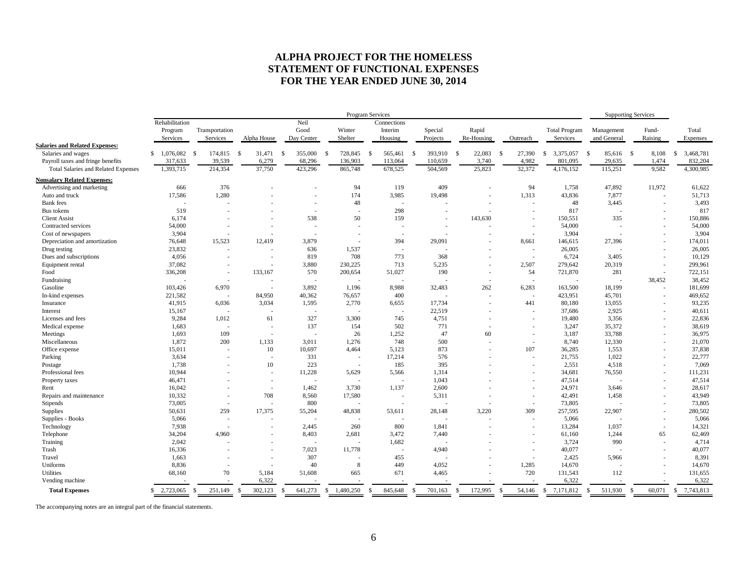# ALPHA PROJECT FOR THE HOMELESS
# STATEMENT OF FUNCTIONAL EXPENSES
# FOR THE YEAR ENDED JUNE 30, 2014

| | Program Services | | | | | | | | | | Supporting Services | | |
|---|---|---|---|---|---|---|---|---|---|---|---|---|---|
| | Rehabilitation Program Services | Transportation Services | Alpha House | Neil Good Day Center | Winter Shelter | Connections Interim Housing | Special Projects | Rapid Re-Housing | Outreach | Total Program Services | Management and General | Fund-Raising | Total Expenses |
| **Salaries and Related Expenses:** | | | | | | | | | | | | | |
| Salaries and wages | $ 1,076,082 | $ 174,815 | $ 31,471 | $ 355,000 | $ 728,845 | $ 565,461 | $ 393,910 | $ 22,083 | $ 27,390 | $ 3,375,057 | $ 85,616 | $ 8,108 | $ 3,468,781 |
| Payroll taxes and fringe benefits | 317,633 | 39,539 | 6,279 | 68,296 | 136,903 | 113,064 | 110,659 | 3,740 | 4,982 | 801,095 | 29,635 | 1,474 | 832,204 |
| Total Salaries and Related Expenses | 1,393,715 | 214,354 | 37,750 | 423,296 | 865,748 | 678,525 | 504,569 | 25,823 | 32,372 | 4,176,152 | 115,251 | 9,582 | 4,300,985 |
| **Nonsalary Related Expenses:** | | | | | | | | | | | | | |
| Advertising and marketing | 666 | 376 | - | - | 94 | 119 | 409 | - | 94 | 1,758 | 47,892 | 11,972 | 61,622 |
| Auto and truck | 17,586 | 1,280 | - | - | 174 | 3,985 | 19,498 | - | 1,313 | 43,836 | 7,877 | - | 51,713 |
| Bank fees | - | - | - | - | 48 | - | - | - | - | 48 | 3,445 | - | 3,493 |
| Bus tokens | 519 | - | - | - | - | 298 | - | - | - | 817 | - | - | 817 |
| Client Assist | 6,174 | - | - | 538 | 50 | 159 | - | 143,630 | - | 150,551 | 335 | - | 150,886 |
| Contracted services | 54,000 | - | - | - | - | - | - | - | - | 54,000 | - | - | 54,000 |
| Cost of newspapers | 3,904 | - | - | - | - | - | - | - | - | 3,904 | - | - | 3,904 |
| Depreciation and amortization | 76,648 | 15,523 | 12,419 | 3,879 | - | 394 | 29,091 | - | 8,661 | 146,615 | 27,396 | - | 174,011 |
| Drug testing | 23,832 | - | - | 636 | 1,537 | - | - | - | - | 26,005 | - | - | 26,005 |
| Dues and subscriptions | 4,056 | - | - | 819 | 708 | 773 | 368 | - | - | 6,724 | 3,405 | - | 10,129 |
| Equipment rental | 37,082 | - | - | 3,880 | 230,225 | 713 | 5,235 | - | 2,507 | 279,642 | 20,319 | - | 299,961 |
| Food | 336,208 | - | 133,167 | 570 | 200,654 | 51,027 | 190 | - | 54 | 721,870 | 281 | - | 722,151 |
| Fundraising | - | - | - | - | - | - | - | - | - | - | - | 38,452 | 38,452 |
| Gasoline | 103,426 | 6,970 | - | 3,892 | 1,196 | 8,988 | 32,483 | 262 | 6,283 | 163,500 | 18,199 | - | 181,699 |
| In-kind expenses | 221,582 | - | 84,950 | 40,362 | 76,657 | 400 | - | - | - | 423,951 | 45,701 | - | 469,652 |
| Insurance | 41,915 | 6,036 | 3,034 | 1,595 | 2,770 | 6,655 | 17,734 | - | 441 | 80,180 | 13,055 | - | 93,235 |
| Interest | 15,167 | - | - | - | - | - | 22,519 | - | - | 37,686 | 2,925 | - | 40,611 |
| Licenses and fees | 9,284 | 1,012 | 61 | 327 | 3,300 | 745 | 4,751 | - | - | 19,480 | 3,356 | - | 22,836 |
| Medical expense | 1,683 | - | - | 137 | 154 | 502 | 771 | - | - | 3,247 | 35,372 | - | 38,619 |
| Meetings | 1,693 | 109 | - | - | 26 | 1,252 | 47 | 60 | - | 3,187 | 33,788 | - | 36,975 |
| Miscellaneous | 1,872 | 200 | 1,133 | 3,011 | 1,276 | 748 | 500 | - | - | 8,740 | 12,330 | - | 21,070 |
| Office expense | 15,011 | - | 10 | 10,697 | 4,464 | 5,123 | 873 | - | 107 | 36,285 | 1,553 | - | 37,838 |
| Parking | 3,634 | - | - | 331 | - | 17,214 | 576 | - | - | 21,755 | 1,022 | - | 22,777 |
| Postage | 1,738 | - | 10 | 223 | - | 185 | 395 | - | - | 2,551 | 4,518 | - | 7,069 |
| Professional fees | 10,944 | - | - | 11,228 | 5,629 | 5,566 | 1,314 | - | - | 34,681 | 76,550 | - | 111,231 |
| Property taxes | 46,471 | - | - | - | - | - | 1,043 | - | - | 47,514 | - | - | 47,514 |
| Rent | 16,042 | - | - | 1,462 | 3,730 | 1,137 | 2,600 | - | - | 24,971 | 3,646 | - | 28,617 |
| Repairs and maintenance | 10,332 | - | 708 | 8,560 | 17,580 | - | 5,311 | - | - | 42,491 | 1,458 | - | 43,949 |
| Stipends | 73,005 | - | - | 800 | - | - | - | - | - | 73,805 | - | - | 73,805 |
| Supplies | 50,631 | 259 | 17,375 | 55,204 | 48,838 | 53,611 | 28,148 | 3,220 | 309 | 257,595 | 22,907 | - | 280,502 |
| Supplies - Books | 5,066 | - | - | - | - | - | - | - | - | 5,066 | - | - | 5,066 |
| Technology | 7,938 | - | - | 2,445 | 260 | 800 | 1,841 | - | - | 13,284 | 1,037 | - | 14,321 |
| Telephone | 34,204 | 4,960 | - | 8,403 | 2,681 | 3,472 | 7,440 | - | - | 61,160 | 1,244 | 65 | 62,469 |
| Training | 2,042 | - | - | - | - | 1,682 | - | - | - | 3,724 | 990 | - | 4,714 |
| Trash | 16,336 | - | - | 7,023 | 11,778 | - | 4,940 | - | - | 40,077 | - | - | 40,077 |
| Travel | 1,663 | - | - | 307 | - | 455 | - | - | - | 2,425 | 5,966 | - | 8,391 |
| Uniforms | 8,836 | - | - | 40 | 8 | 449 | 4,052 | - | 1,285 | 14,670 | - | - | 14,670 |
| Utilities | 68,160 | 70 | 5,184 | 51,608 | 665 | 671 | 4,465 | - | 720 | 131,543 | 112 | - | 131,655 |
| Vending machine | - | - | 6,322 | - | - | - | - | - | - | 6,322 | - | - | 6,322 |
| **Total Expenses** | $ 2,723,065 | $ 251,149 | $ 302,123 | $ 641,273 | $ 1,480,250 | $ 845,648 | $ 701,163 | $ 172,995 | $ 54,146 | $ 7,171,812 | $ 511,930 | $ 60,071 | $ 7,743,813 |

The accompanying notes are an integral part of the financial statements.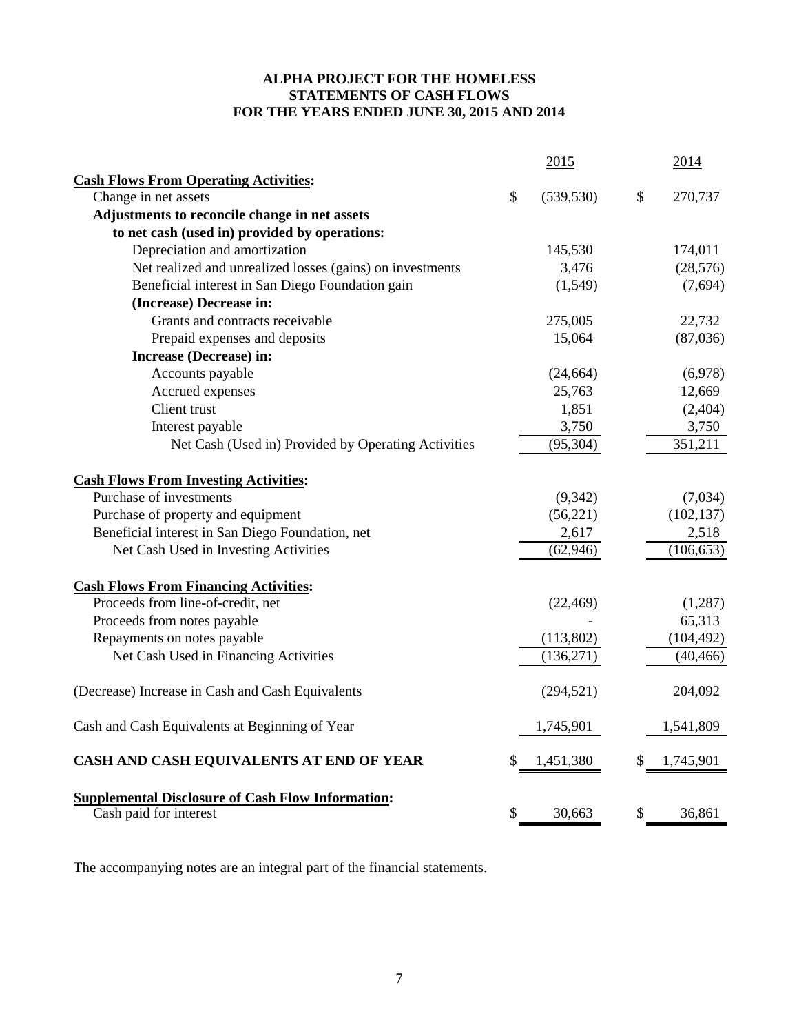# ALPHA PROJECT FOR THE HOMELESS
## STATEMENTS OF CASH FLOWS
## FOR THE YEARS ENDED JUNE 30, 2015 AND 2014

| | 2015 | 2014 |
|---|---|---|
| **Cash Flows From Operating Activities:** | | |
| Change in net assets | $ (539,530) | $ 270,737 |
| **Adjustments to reconcile change in net assets to net cash (used in) provided by operations:** | | |
| Depreciation and amortization | 145,530 | 174,011 |
| Net realized and unrealized losses (gains) on investments | 3,476 | (28,576) |
| Beneficial interest in San Diego Foundation gain | (1,549) | (7,694) |
| **(Increase) Decrease in:** | | |
| Grants and contracts receivable | 275,005 | 22,732 |
| Prepaid expenses and deposits | 15,064 | (87,036) |
| **Increase (Decrease) in:** | | |
| Accounts payable | (24,664) | (6,978) |
| Accrued expenses | 25,763 | 12,669 |
| Client trust | 1,851 | (2,404) |
| Interest payable | 3,750 | 3,750 |
| Net Cash (Used in) Provided by Operating Activities | (95,304) | 351,211 |
| **Cash Flows From Investing Activities:** | | |
| Purchase of investments | (9,342) | (7,034) |
| Purchase of property and equipment | (56,221) | (102,137) |
| Beneficial interest in San Diego Foundation, net | 2,617 | 2,518 |
| Net Cash Used in Investing Activities | (62,946) | (106,653) |
| **Cash Flows From Financing Activities:** | | |
| Proceeds from line-of-credit, net | (22,469) | (1,287) |
| Proceeds from notes payable | - | 65,313 |
| Repayments on notes payable | (113,802) | (104,492) |
| Net Cash Used in Financing Activities | (136,271) | (40,466) |
| (Decrease) Increase in Cash and Cash Equivalents | (294,521) | 204,092 |
| Cash and Cash Equivalents at Beginning of Year | 1,745,901 | 1,541,809 |
| **CASH AND CASH EQUIVALENTS AT END OF YEAR** | $ 1,451,380 | $ 1,745,901 |
| **Supplemental Disclosure of Cash Flow Information:** | | |
| Cash paid for interest | $ 30,663 | $ 36,861 |

The accompanying notes are an integral part of the financial statements.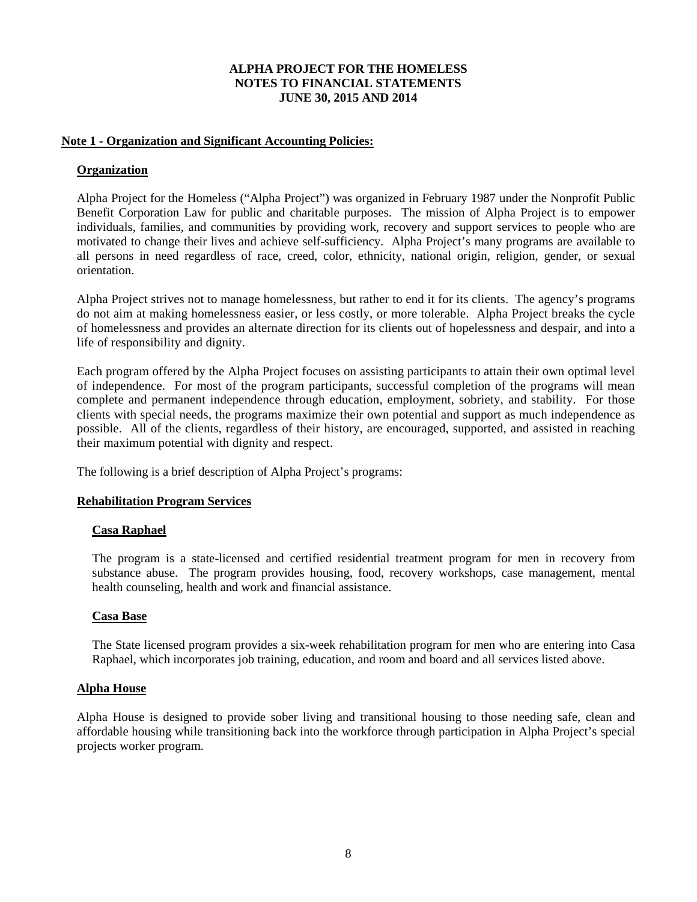# ALPHA PROJECT FOR THE HOMELESS
## NOTES TO FINANCIAL STATEMENTS
### JUNE 30, 2015 AND 2014

**Note 1 - Organization and Significant Accounting Policies:**

**Organization**

Alpha Project for the Homeless ("Alpha Project") was organized in February 1987 under the Nonprofit Public Benefit Corporation Law for public and charitable purposes. The mission of Alpha Project is to empower individuals, families, and communities by providing work, recovery and support services to people who are motivated to change their lives and achieve self-sufficiency. Alpha Project's many programs are available to all persons in need regardless of race, creed, color, ethnicity, national origin, religion, gender, or sexual orientation.

Alpha Project strives not to manage homelessness, but rather to end it for its clients. The agency's programs do not aim at making homelessness easier, or less costly, or more tolerable. Alpha Project breaks the cycle of homelessness and provides an alternate direction for its clients out of hopelessness and despair, and into a life of responsibility and dignity.

Each program offered by the Alpha Project focuses on assisting participants to attain their own optimal level of independence. For most of the program participants, successful completion of the programs will mean complete and permanent independence through education, employment, sobriety, and stability. For those clients with special needs, the programs maximize their own potential and support as much independence as possible. All of the clients, regardless of their history, are encouraged, supported, and assisted in reaching their maximum potential with dignity and respect.

The following is a brief description of Alpha Project's programs:

**Rehabilitation Program Services**

**Casa Raphael**

The program is a state-licensed and certified residential treatment program for men in recovery from substance abuse. The program provides housing, food, recovery workshops, case management, mental health counseling, health and work and financial assistance.

**Casa Base**

The State licensed program provides a six-week rehabilitation program for men who are entering into Casa Raphael, which incorporates job training, education, and room and board and all services listed above.

**Alpha House**

Alpha House is designed to provide sober living and transitional housing to those needing safe, clean and affordable housing while transitioning back into the workforce through participation in Alpha Project's special projects worker program.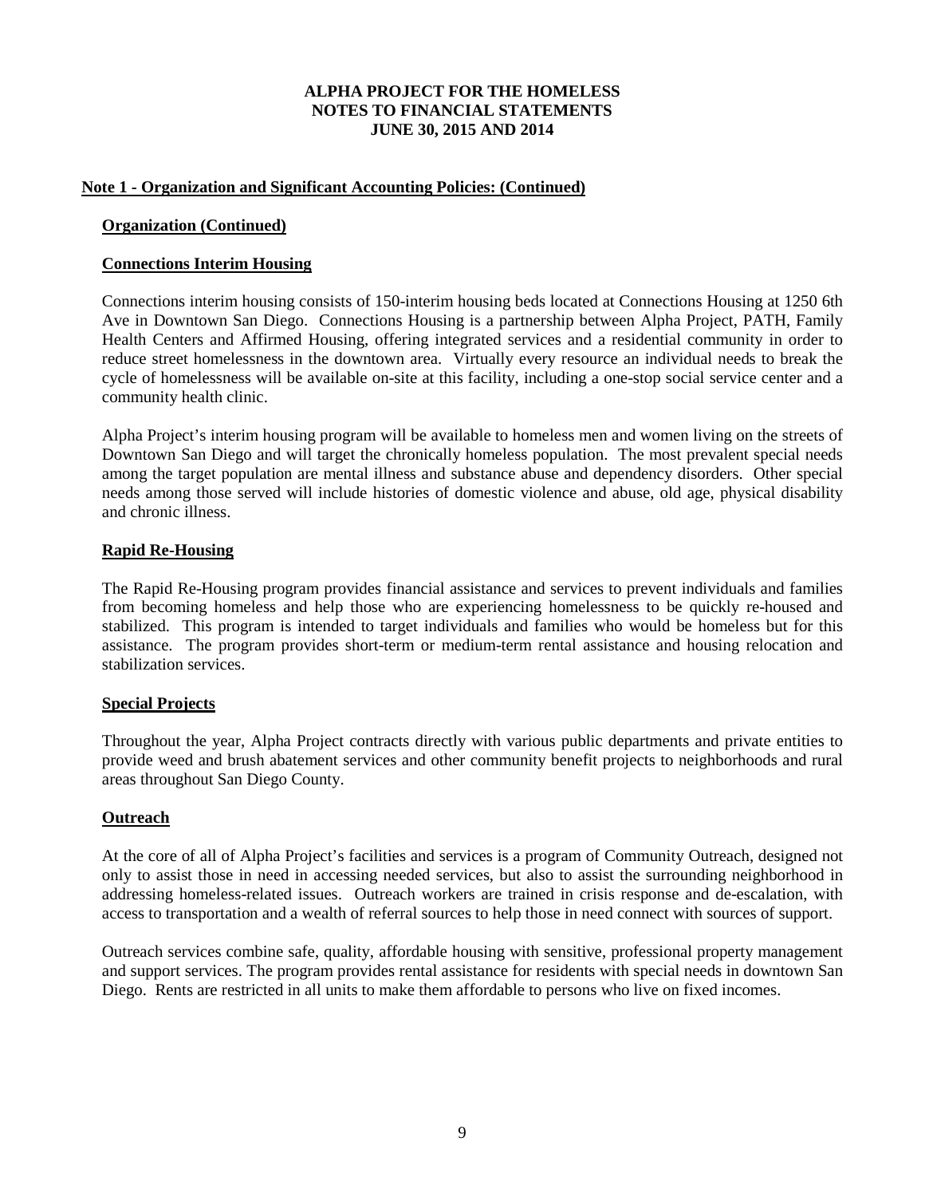# ALPHA PROJECT FOR THE HOMELESS
# NOTES TO FINANCIAL STATEMENTS
# JUNE 30, 2015 AND 2014

## Note 1 - Organization and Significant Accounting Policies: (Continued)

### Organization (Continued)

### Connections Interim Housing

Connections interim housing consists of 150-interim housing beds located at Connections Housing at 1250 6th Ave in Downtown San Diego. Connections Housing is a partnership between Alpha Project, PATH, Family Health Centers and Affirmed Housing, offering integrated services and a residential community in order to reduce street homelessness in the downtown area. Virtually every resource an individual needs to break the cycle of homelessness will be available on-site at this facility, including a one-stop social service center and a community health clinic.

Alpha Project's interim housing program will be available to homeless men and women living on the streets of Downtown San Diego and will target the chronically homeless population. The most prevalent special needs among the target population are mental illness and substance abuse and dependency disorders. Other special needs among those served will include histories of domestic violence and abuse, old age, physical disability and chronic illness.

### Rapid Re-Housing

The Rapid Re-Housing program provides financial assistance and services to prevent individuals and families from becoming homeless and help those who are experiencing homelessness to be quickly re-housed and stabilized. This program is intended to target individuals and families who would be homeless but for this assistance. The program provides short-term or medium-term rental assistance and housing relocation and stabilization services.

### Special Projects

Throughout the year, Alpha Project contracts directly with various public departments and private entities to provide weed and brush abatement services and other community benefit projects to neighborhoods and rural areas throughout San Diego County.

### Outreach

At the core of all of Alpha Project's facilities and services is a program of Community Outreach, designed not only to assist those in need in accessing needed services, but also to assist the surrounding neighborhood in addressing homeless-related issues. Outreach workers are trained in crisis response and de-escalation, with access to transportation and a wealth of referral sources to help those in need connect with sources of support.

Outreach services combine safe, quality, affordable housing with sensitive, professional property management and support services. The program provides rental assistance for residents with special needs in downtown San Diego. Rents are restricted in all units to make them affordable to persons who live on fixed incomes.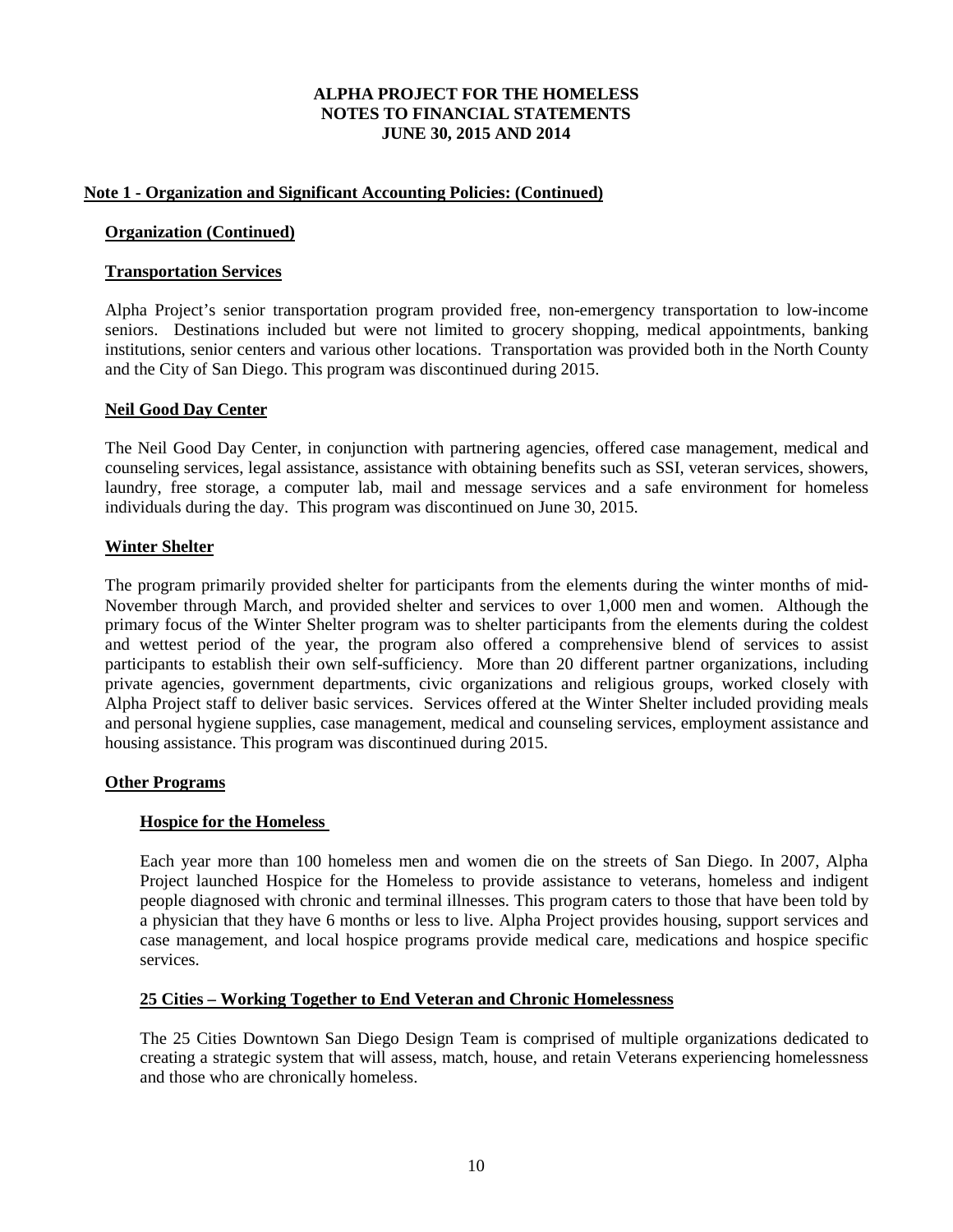# ALPHA PROJECT FOR THE HOMELESS
## NOTES TO FINANCIAL STATEMENTS
## JUNE 30, 2015 AND 2014

### Note 1 - Organization and Significant Accounting Policies: (Continued)

#### Organization (Continued)

#### Transportation Services

Alpha Project's senior transportation program provided free, non-emergency transportation to low-income seniors. Destinations included but were not limited to grocery shopping, medical appointments, banking institutions, senior centers and various other locations. Transportation was provided both in the North County and the City of San Diego. This program was discontinued during 2015.

#### Neil Good Day Center

The Neil Good Day Center, in conjunction with partnering agencies, offered case management, medical and counseling services, legal assistance, assistance with obtaining benefits such as SSI, veteran services, showers, laundry, free storage, a computer lab, mail and message services and a safe environment for homeless individuals during the day. This program was discontinued on June 30, 2015.

#### Winter Shelter

The program primarily provided shelter for participants from the elements during the winter months of mid-November through March, and provided shelter and services to over 1,000 men and women. Although the primary focus of the Winter Shelter program was to shelter participants from the elements during the coldest and wettest period of the year, the program also offered a comprehensive blend of services to assist participants to establish their own self-sufficiency. More than 20 different partner organizations, including private agencies, government departments, civic organizations and religious groups, worked closely with Alpha Project staff to deliver basic services. Services offered at the Winter Shelter included providing meals and personal hygiene supplies, case management, medical and counseling services, employment assistance and housing assistance. This program was discontinued during 2015.

#### Other Programs

##### Hospice for the Homeless

Each year more than 100 homeless men and women die on the streets of San Diego. In 2007, Alpha Project launched Hospice for the Homeless to provide assistance to veterans, homeless and indigent people diagnosed with chronic and terminal illnesses. This program caters to those that have been told by a physician that they have 6 months or less to live. Alpha Project provides housing, support services and case management, and local hospice programs provide medical care, medications and hospice specific services.

##### 25 Cities – Working Together to End Veteran and Chronic Homelessness

The 25 Cities Downtown San Diego Design Team is comprised of multiple organizations dedicated to creating a strategic system that will assess, match, house, and retain Veterans experiencing homelessness and those who are chronically homeless.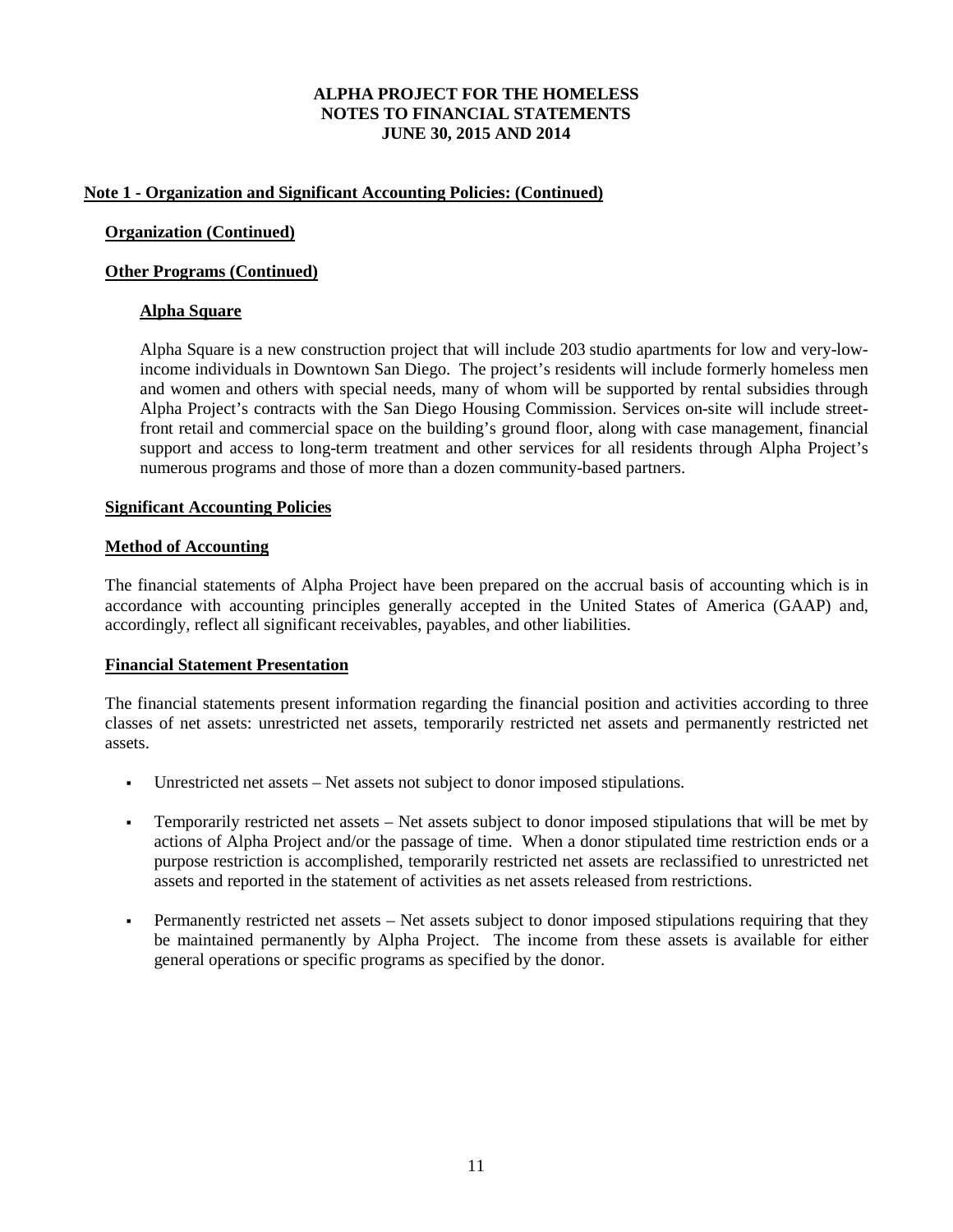**ALPHA PROJECT FOR THE HOMELESS**
**NOTES TO FINANCIAL STATEMENTS**
**JUNE 30, 2015 AND 2014**

## Note 1 - Organization and Significant Accounting Policies: (Continued)

### Organization (Continued)

### Other Programs (Continued)

#### Alpha Square

Alpha Square is a new construction project that will include 203 studio apartments for low and very-low-income individuals in Downtown San Diego. The project's residents will include formerly homeless men and women and others with special needs, many of whom will be supported by rental subsidies through Alpha Project's contracts with the San Diego Housing Commission. Services on-site will include street-front retail and commercial space on the building's ground floor, along with case management, financial support and access to long-term treatment and other services for all residents through Alpha Project's numerous programs and those of more than a dozen community-based partners.

### Significant Accounting Policies

### Method of Accounting

The financial statements of Alpha Project have been prepared on the accrual basis of accounting which is in accordance with accounting principles generally accepted in the United States of America (GAAP) and, accordingly, reflect all significant receivables, payables, and other liabilities.

### Financial Statement Presentation

The financial statements present information regarding the financial position and activities according to three classes of net assets: unrestricted net assets, temporarily restricted net assets and permanently restricted net assets.

- Unrestricted net assets – Net assets not subject to donor imposed stipulations.
- Temporarily restricted net assets – Net assets subject to donor imposed stipulations that will be met by actions of Alpha Project and/or the passage of time. When a donor stipulated time restriction ends or a purpose restriction is accomplished, temporarily restricted net assets are reclassified to unrestricted net assets and reported in the statement of activities as net assets released from restrictions.
- Permanently restricted net assets – Net assets subject to donor imposed stipulations requiring that they be maintained permanently by Alpha Project. The income from these assets is available for either general operations or specific programs as specified by the donor.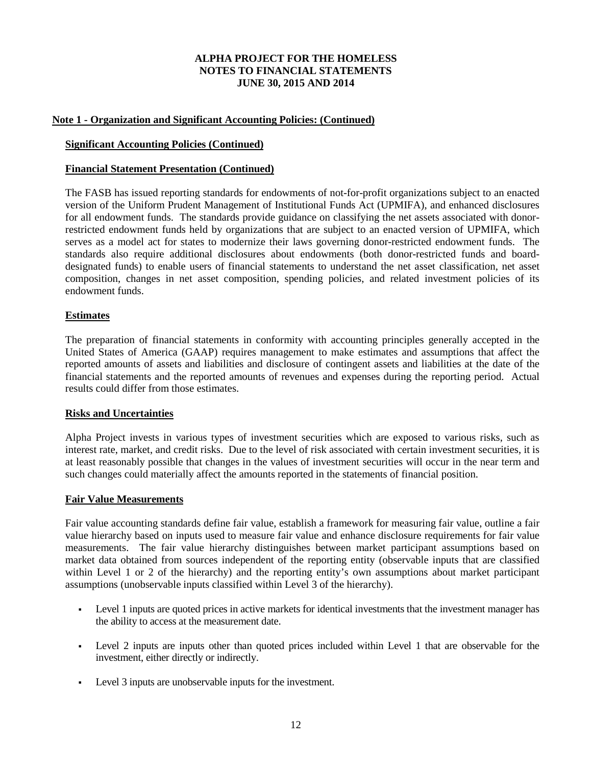**ALPHA PROJECT FOR THE HOMELESS**
**NOTES TO FINANCIAL STATEMENTS**
**JUNE 30, 2015 AND 2014**

**Note 1 - Organization and Significant Accounting Policies: (Continued)**

**Significant Accounting Policies (Continued)**

**Financial Statement Presentation (Continued)**

The FASB has issued reporting standards for endowments of not-for-profit organizations subject to an enacted version of the Uniform Prudent Management of Institutional Funds Act (UPMIFA), and enhanced disclosures for all endowment funds. The standards provide guidance on classifying the net assets associated with donor-restricted endowment funds held by organizations that are subject to an enacted version of UPMIFA, which serves as a model act for states to modernize their laws governing donor-restricted endowment funds. The standards also require additional disclosures about endowments (both donor-restricted funds and board-designated funds) to enable users of financial statements to understand the net asset classification, net asset composition, changes in net asset composition, spending policies, and related investment policies of its endowment funds.

**Estimates**

The preparation of financial statements in conformity with accounting principles generally accepted in the United States of America (GAAP) requires management to make estimates and assumptions that affect the reported amounts of assets and liabilities and disclosure of contingent assets and liabilities at the date of the financial statements and the reported amounts of revenues and expenses during the reporting period. Actual results could differ from those estimates.

**Risks and Uncertainties**

Alpha Project invests in various types of investment securities which are exposed to various risks, such as interest rate, market, and credit risks. Due to the level of risk associated with certain investment securities, it is at least reasonably possible that changes in the values of investment securities will occur in the near term and such changes could materially affect the amounts reported in the statements of financial position.

**Fair Value Measurements**

Fair value accounting standards define fair value, establish a framework for measuring fair value, outline a fair value hierarchy based on inputs used to measure fair value and enhance disclosure requirements for fair value measurements. The fair value hierarchy distinguishes between market participant assumptions based on market data obtained from sources independent of the reporting entity (observable inputs that are classified within Level 1 or 2 of the hierarchy) and the reporting entity's own assumptions about market participant assumptions (unobservable inputs classified within Level 3 of the hierarchy).

- Level 1 inputs are quoted prices in active markets for identical investments that the investment manager has the ability to access at the measurement date.
- Level 2 inputs are inputs other than quoted prices included within Level 1 that are observable for the investment, either directly or indirectly.
- Level 3 inputs are unobservable inputs for the investment.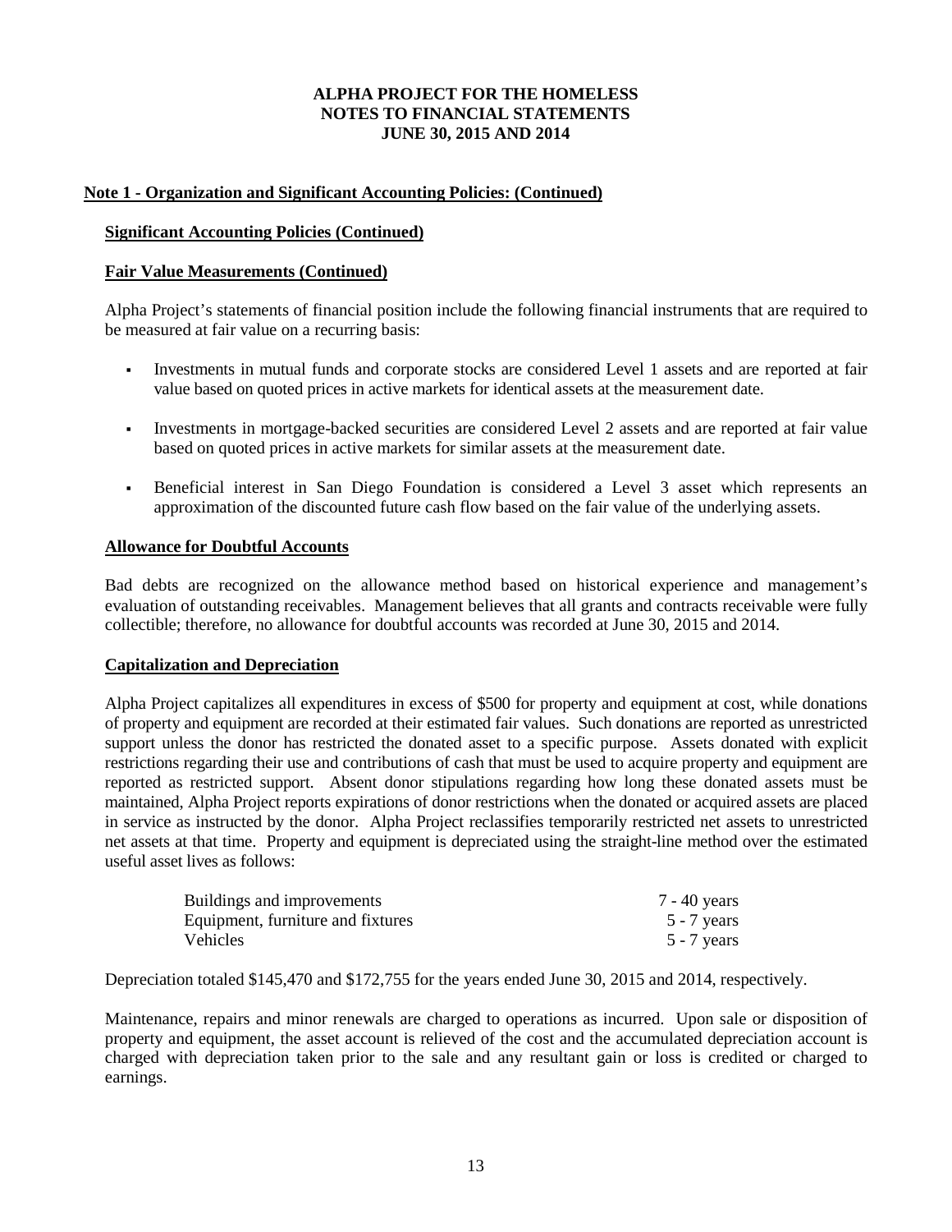**ALPHA PROJECT FOR THE HOMELESS**
**NOTES TO FINANCIAL STATEMENTS**
**JUNE 30, 2015 AND 2014**

## Note 1 - Organization and Significant Accounting Policies: (Continued)

### Significant Accounting Policies (Continued)

### Fair Value Measurements (Continued)

Alpha Project's statements of financial position include the following financial instruments that are required to be measured at fair value on a recurring basis:

- Investments in mutual funds and corporate stocks are considered Level 1 assets and are reported at fair value based on quoted prices in active markets for identical assets at the measurement date.
- Investments in mortgage-backed securities are considered Level 2 assets and are reported at fair value based on quoted prices in active markets for similar assets at the measurement date.
- Beneficial interest in San Diego Foundation is considered a Level 3 asset which represents an approximation of the discounted future cash flow based on the fair value of the underlying assets.

### Allowance for Doubtful Accounts

Bad debts are recognized on the allowance method based on historical experience and management's evaluation of outstanding receivables. Management believes that all grants and contracts receivable were fully collectible; therefore, no allowance for doubtful accounts was recorded at June 30, 2015 and 2014.

### Capitalization and Depreciation

Alpha Project capitalizes all expenditures in excess of $500 for property and equipment at cost, while donations of property and equipment are recorded at their estimated fair values. Such donations are reported as unrestricted support unless the donor has restricted the donated asset to a specific purpose. Assets donated with explicit restrictions regarding their use and contributions of cash that must be used to acquire property and equipment are reported as restricted support. Absent donor stipulations regarding how long these donated assets must be maintained, Alpha Project reports expirations of donor restrictions when the donated or acquired assets are placed in service as instructed by the donor. Alpha Project reclassifies temporarily restricted net assets to unrestricted net assets at that time. Property and equipment is depreciated using the straight-line method over the estimated useful asset lives as follows:

| | |
|---|---|
| Buildings and improvements | 7 - 40 years |
| Equipment, furniture and fixtures | 5 - 7 years |
| Vehicles | 5 - 7 years |

Depreciation totaled $145,470 and $172,755 for the years ended June 30, 2015 and 2014, respectively.

Maintenance, repairs and minor renewals are charged to operations as incurred. Upon sale or disposition of property and equipment, the asset account is relieved of the cost and the accumulated depreciation account is charged with depreciation taken prior to the sale and any resultant gain or loss is credited or charged to earnings.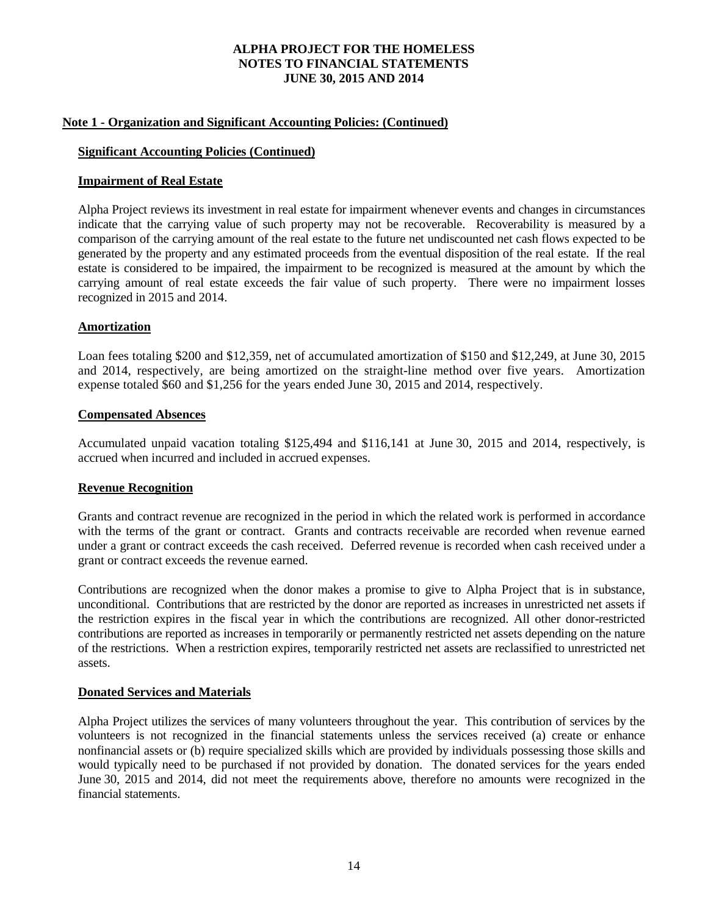# ALPHA PROJECT FOR THE HOMELESS
# NOTES TO FINANCIAL STATEMENTS
# JUNE 30, 2015 AND 2014

## Note 1 - Organization and Significant Accounting Policies: (Continued)

### Significant Accounting Policies (Continued)

### Impairment of Real Estate

Alpha Project reviews its investment in real estate for impairment whenever events and changes in circumstances indicate that the carrying value of such property may not be recoverable. Recoverability is measured by a comparison of the carrying amount of the real estate to the future net undiscounted net cash flows expected to be generated by the property and any estimated proceeds from the eventual disposition of the real estate. If the real estate is considered to be impaired, the impairment to be recognized is measured at the amount by which the carrying amount of real estate exceeds the fair value of such property. There were no impairment losses recognized in 2015 and 2014.

### Amortization

Loan fees totaling $200 and $12,359, net of accumulated amortization of $150 and $12,249, at June 30, 2015 and 2014, respectively, are being amortized on the straight-line method over five years. Amortization expense totaled $60 and $1,256 for the years ended June 30, 2015 and 2014, respectively.

### Compensated Absences

Accumulated unpaid vacation totaling $125,494 and $116,141 at June 30, 2015 and 2014, respectively, is accrued when incurred and included in accrued expenses.

### Revenue Recognition

Grants and contract revenue are recognized in the period in which the related work is performed in accordance with the terms of the grant or contract. Grants and contracts receivable are recorded when revenue earned under a grant or contract exceeds the cash received. Deferred revenue is recorded when cash received under a grant or contract exceeds the revenue earned.

Contributions are recognized when the donor makes a promise to give to Alpha Project that is in substance, unconditional. Contributions that are restricted by the donor are reported as increases in unrestricted net assets if the restriction expires in the fiscal year in which the contributions are recognized. All other donor-restricted contributions are reported as increases in temporarily or permanently restricted net assets depending on the nature of the restrictions. When a restriction expires, temporarily restricted net assets are reclassified to unrestricted net assets.

### Donated Services and Materials

Alpha Project utilizes the services of many volunteers throughout the year. This contribution of services by the volunteers is not recognized in the financial statements unless the services received (a) create or enhance nonfinancial assets or (b) require specialized skills which are provided by individuals possessing those skills and would typically need to be purchased if not provided by donation. The donated services for the years ended June 30, 2015 and 2014, did not meet the requirements above, therefore no amounts were recognized in the financial statements.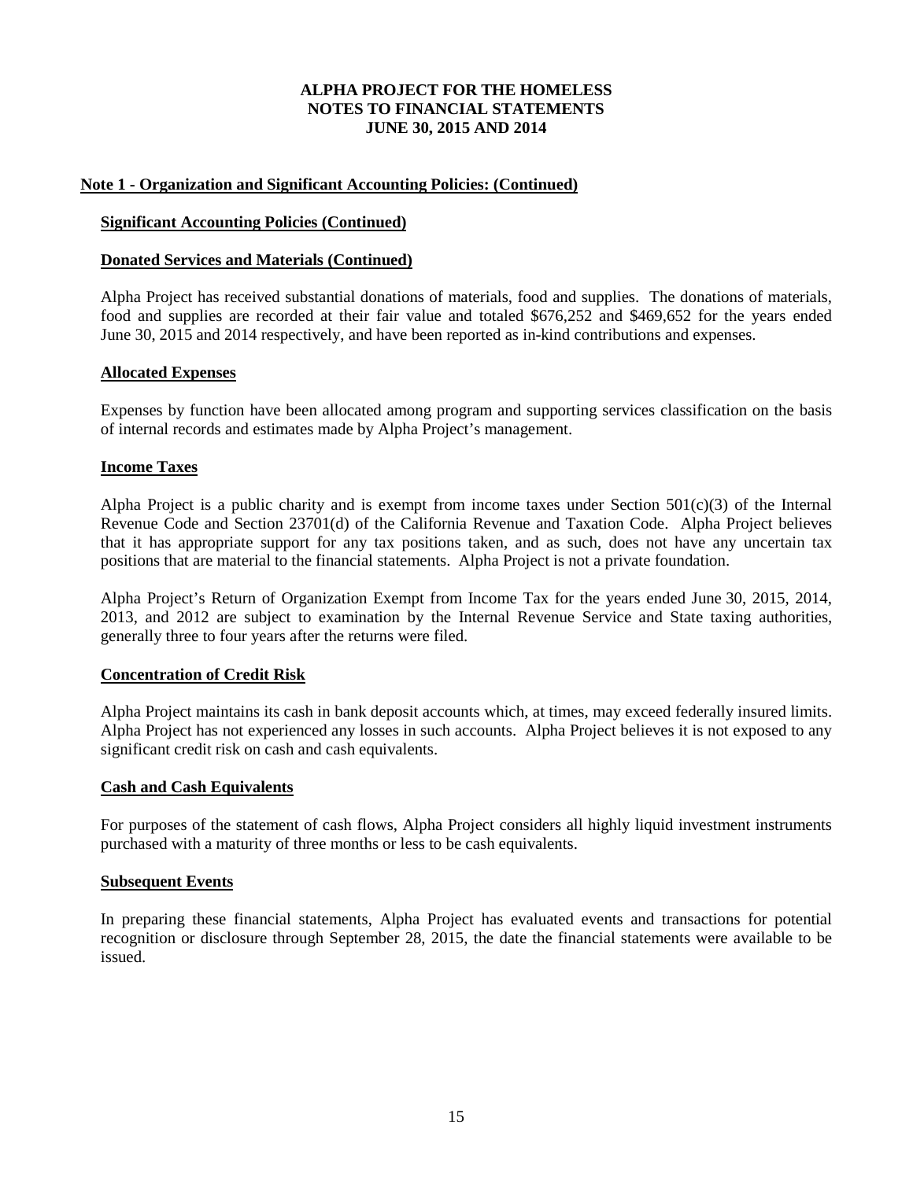**ALPHA PROJECT FOR THE HOMELESS**
**NOTES TO FINANCIAL STATEMENTS**
**JUNE 30, 2015 AND 2014**

## Note 1 - Organization and Significant Accounting Policies: (Continued)

### Significant Accounting Policies (Continued)

### Donated Services and Materials (Continued)

Alpha Project has received substantial donations of materials, food and supplies. The donations of materials, food and supplies are recorded at their fair value and totaled $676,252 and $469,652 for the years ended June 30, 2015 and 2014 respectively, and have been reported as in-kind contributions and expenses.

### Allocated Expenses

Expenses by function have been allocated among program and supporting services classification on the basis of internal records and estimates made by Alpha Project's management.

### Income Taxes

Alpha Project is a public charity and is exempt from income taxes under Section 501(c)(3) of the Internal Revenue Code and Section 23701(d) of the California Revenue and Taxation Code. Alpha Project believes that it has appropriate support for any tax positions taken, and as such, does not have any uncertain tax positions that are material to the financial statements. Alpha Project is not a private foundation.

Alpha Project's Return of Organization Exempt from Income Tax for the years ended June 30, 2015, 2014, 2013, and 2012 are subject to examination by the Internal Revenue Service and State taxing authorities, generally three to four years after the returns were filed.

### Concentration of Credit Risk

Alpha Project maintains its cash in bank deposit accounts which, at times, may exceed federally insured limits. Alpha Project has not experienced any losses in such accounts. Alpha Project believes it is not exposed to any significant credit risk on cash and cash equivalents.

### Cash and Cash Equivalents

For purposes of the statement of cash flows, Alpha Project considers all highly liquid investment instruments purchased with a maturity of three months or less to be cash equivalents.

### Subsequent Events

In preparing these financial statements, Alpha Project has evaluated events and transactions for potential recognition or disclosure through September 28, 2015, the date the financial statements were available to be issued.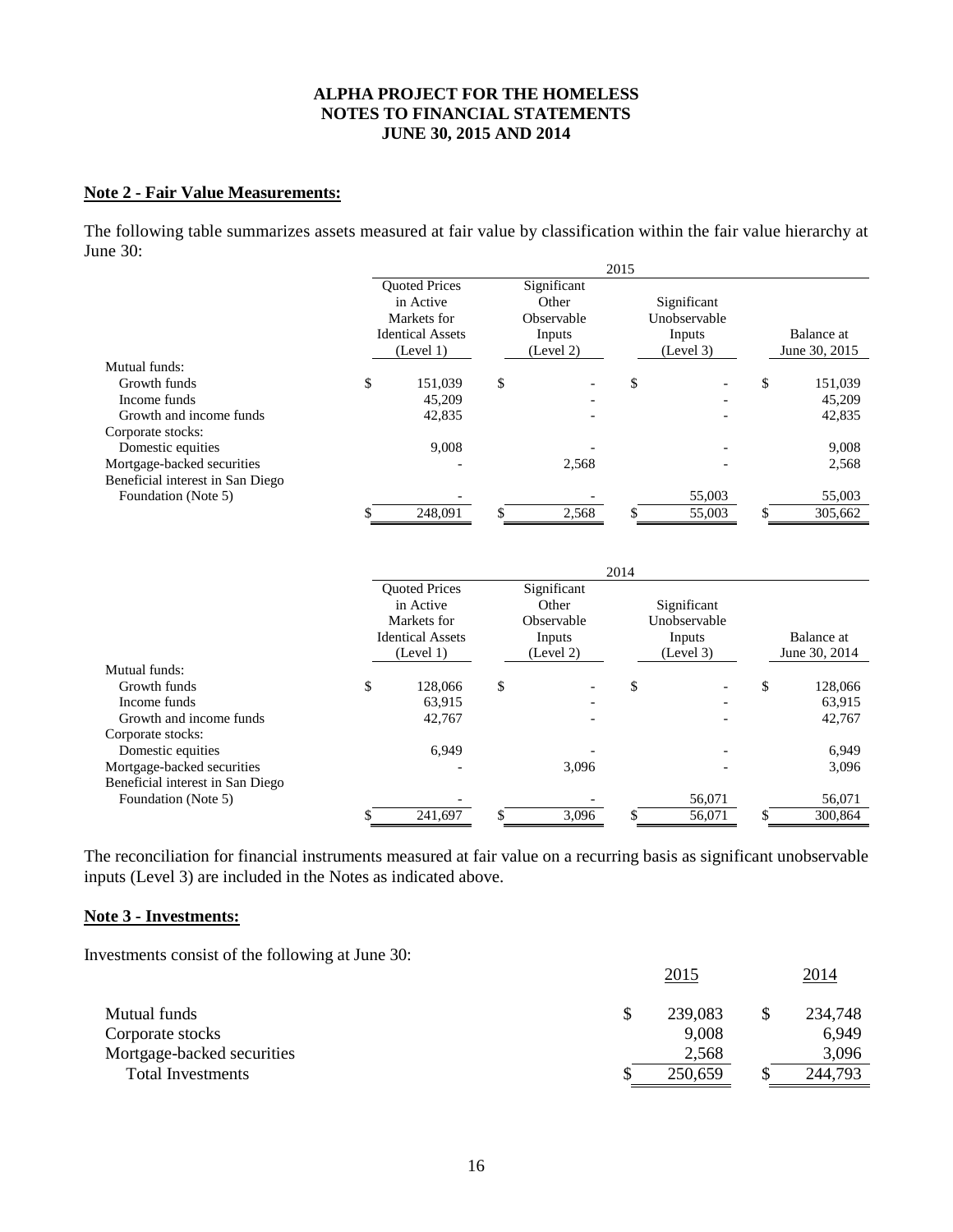**ALPHA PROJECT FOR THE HOMELESS**
**NOTES TO FINANCIAL STATEMENTS**
**JUNE 30, 2015 AND 2014**

## Note 2 - Fair Value Measurements:

The following table summarizes assets measured at fair value by classification within the fair value hierarchy at June 30:

| | 2015 | | | |
|---|---|---|---|---|
| | Quoted Prices in Active Markets for Identical Assets (Level 1) | Significant Other Observable Inputs (Level 2) | Significant Unobservable Inputs (Level 3) | Balance at June 30, 2015 |
| Mutual funds: | | | | |
| Growth funds | $ 151,039 | $ - | $ - | $ 151,039 |
| Income funds | 45,209 | - | - | 45,209 |
| Growth and income funds | 42,835 | - | - | 42,835 |
| Corporate stocks: | | | | |
| Domestic equities | 9,008 | - | - | 9,008 |
| Mortgage-backed securities | - | 2,568 | - | 2,568 |
| Beneficial interest in San Diego Foundation (Note 5) | - | - | 55,003 | 55,003 |
| | $ 248,091 | $ 2,568 | $ 55,003 | $ 305,662 |

| | 2014 | | | |
|---|---|---|---|---|
| | Quoted Prices in Active Markets for Identical Assets (Level 1) | Significant Other Observable Inputs (Level 2) | Significant Unobservable Inputs (Level 3) | Balance at June 30, 2014 |
| Mutual funds: | | | | |
| Growth funds | $ 128,066 | $ - | $ - | $ 128,066 |
| Income funds | 63,915 | - | - | 63,915 |
| Growth and income funds | 42,767 | - | - | 42,767 |
| Corporate stocks: | | | | |
| Domestic equities | 6,949 | - | - | 6,949 |
| Mortgage-backed securities | - | 3,096 | - | 3,096 |
| Beneficial interest in San Diego Foundation (Note 5) | - | - | 56,071 | 56,071 |
| | $ 241,697 | $ 3,096 | $ 56,071 | $ 300,864 |

The reconciliation for financial instruments measured at fair value on a recurring basis as significant unobservable inputs (Level 3) are included in the Notes as indicated above.

## Note 3 - Investments:

Investments consist of the following at June 30:

| | 2015 | 2014 |
|---|---|---|
| Mutual funds | $ 239,083 | $ 234,748 |
| Corporate stocks | 9,008 | 6,949 |
| Mortgage-backed securities | 2,568 | 3,096 |
| Total Investments | $ 250,659 | $ 244,793 |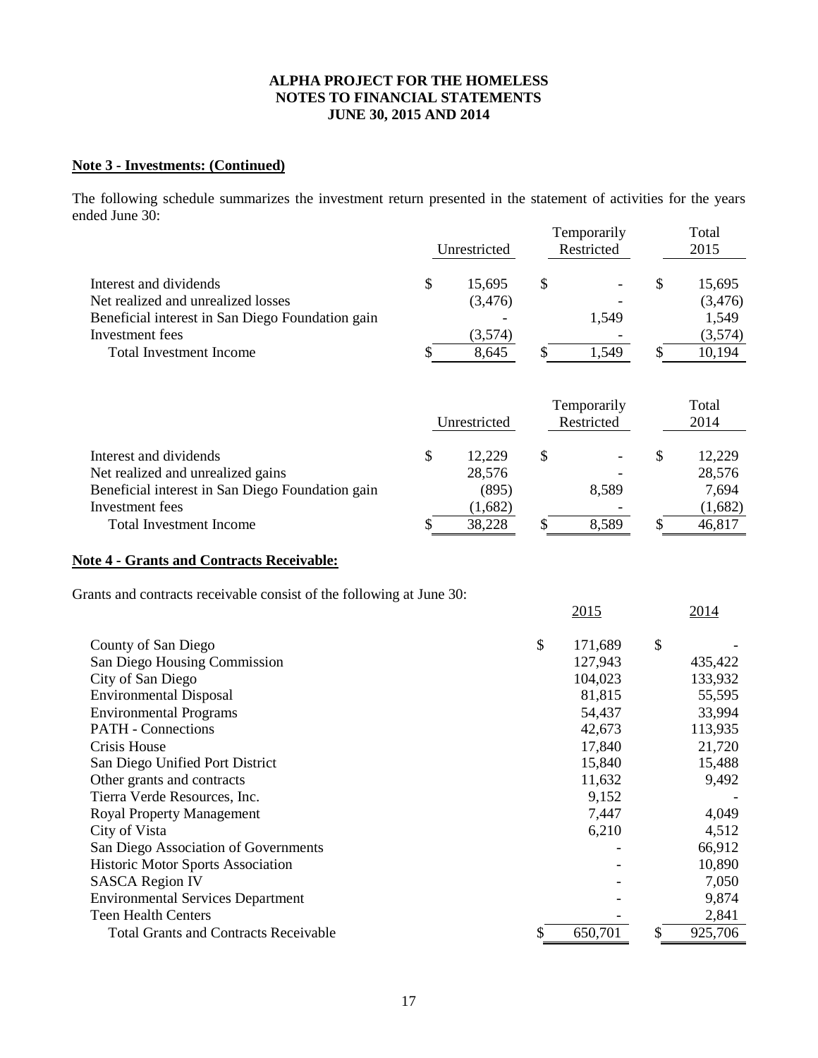**ALPHA PROJECT FOR THE HOMELESS**
**NOTES TO FINANCIAL STATEMENTS**
**JUNE 30, 2015 AND 2014**

## Note 3 - Investments: (Continued)

The following schedule summarizes the investment return presented in the statement of activities for the years ended June 30:

| | Unrestricted | Temporarily Restricted | Total 2015 |
|---|---|---|---|
| Interest and dividends | $ 15,695 | $ - | $ 15,695 |
| Net realized and unrealized losses | (3,476) | - | (3,476) |
| Beneficial interest in San Diego Foundation gain | - | 1,549 | 1,549 |
| Investment fees | (3,574) | - | (3,574) |
| Total Investment Income | $ 8,645 | $ 1,549 | $ 10,194 |

| | Unrestricted | Temporarily Restricted | Total 2014 |
|---|---|---|---|
| Interest and dividends | $ 12,229 | $ - | $ 12,229 |
| Net realized and unrealized gains | 28,576 | - | 28,576 |
| Beneficial interest in San Diego Foundation gain | (895) | 8,589 | 7,694 |
| Investment fees | (1,682) | - | (1,682) |
| Total Investment Income | $ 38,228 | $ 8,589 | $ 46,817 |

## Note 4 - Grants and Contracts Receivable:

Grants and contracts receivable consist of the following at June 30:

| | 2015 | 2014 |
|---|---|---|
| County of San Diego | $ 171,689 | $ - |
| San Diego Housing Commission | 127,943 | 435,422 |
| City of San Diego | 104,023 | 133,932 |
| Environmental Disposal | 81,815 | 55,595 |
| Environmental Programs | 54,437 | 33,994 |
| PATH - Connections | 42,673 | 113,935 |
| Crisis House | 17,840 | 21,720 |
| San Diego Unified Port District | 15,840 | 15,488 |
| Other grants and contracts | 11,632 | 9,492 |
| Tierra Verde Resources, Inc. | 9,152 | - |
| Royal Property Management | 7,447 | 4,049 |
| City of Vista | 6,210 | 4,512 |
| San Diego Association of Governments | - | 66,912 |
| Historic Motor Sports Association | - | 10,890 |
| SASCA Region IV | - | 7,050 |
| Environmental Services Department | - | 9,874 |
| Teen Health Centers | - | 2,841 |
| Total Grants and Contracts Receivable | $ 650,701 | $ 925,706 |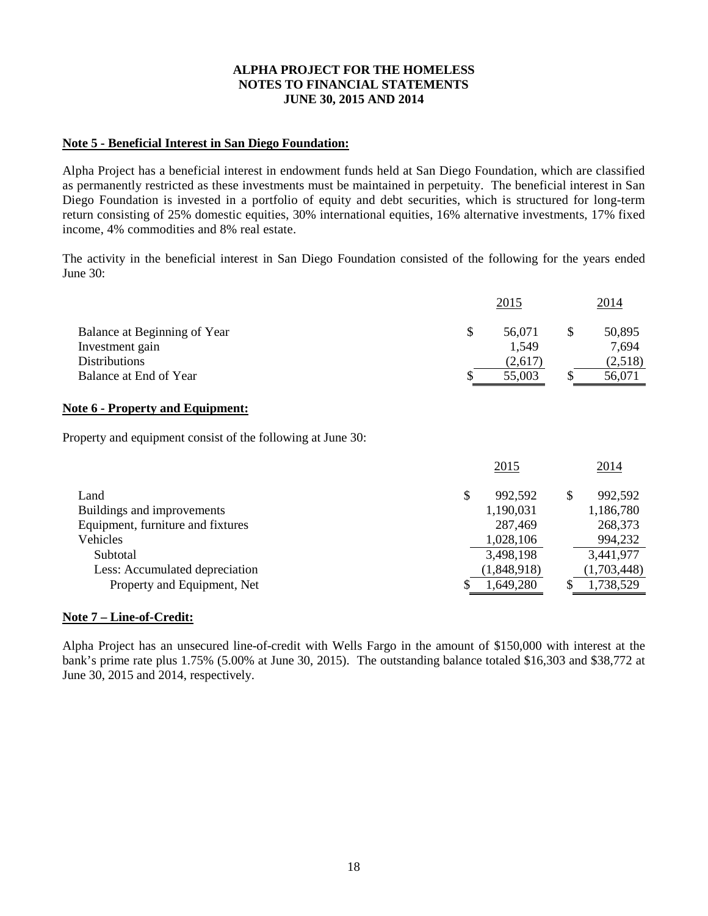**ALPHA PROJECT FOR THE HOMELESS**
**NOTES TO FINANCIAL STATEMENTS**
**JUNE 30, 2015 AND 2014**

**Note 5 - Beneficial Interest in San Diego Foundation:**

Alpha Project has a beneficial interest in endowment funds held at San Diego Foundation, which are classified as permanently restricted as these investments must be maintained in perpetuity. The beneficial interest in San Diego Foundation is invested in a portfolio of equity and debt securities, which is structured for long-term return consisting of 25% domestic equities, 30% international equities, 16% alternative investments, 17% fixed income, 4% commodities and 8% real estate.

The activity in the beneficial interest in San Diego Foundation consisted of the following for the years ended June 30:

| | 2015 | 2014 |
|---|---|---|
| Balance at Beginning of Year | $ 56,071 | $ 50,895 |
| Investment gain | 1,549 | 7,694 |
| Distributions | (2,617) | (2,518) |
| Balance at End of Year | $ 55,003 | $ 56,071 |

**Note 6 - Property and Equipment:**

Property and equipment consist of the following at June 30:

| | 2015 | 2014 |
|---|---|---|
| Land | $ 992,592 | $ 992,592 |
| Buildings and improvements | 1,190,031 | 1,186,780 |
| Equipment, furniture and fixtures | 287,469 | 268,373 |
| Vehicles | 1,028,106 | 994,232 |
| Subtotal | 3,498,198 | 3,441,977 |
| Less: Accumulated depreciation | (1,848,918) | (1,703,448) |
| Property and Equipment, Net | $ 1,649,280 | $ 1,738,529 |

**Note 7 – Line-of-Credit:**

Alpha Project has an unsecured line-of-credit with Wells Fargo in the amount of $150,000 with interest at the bank's prime rate plus 1.75% (5.00% at June 30, 2015). The outstanding balance totaled $16,303 and $38,772 at June 30, 2015 and 2014, respectively.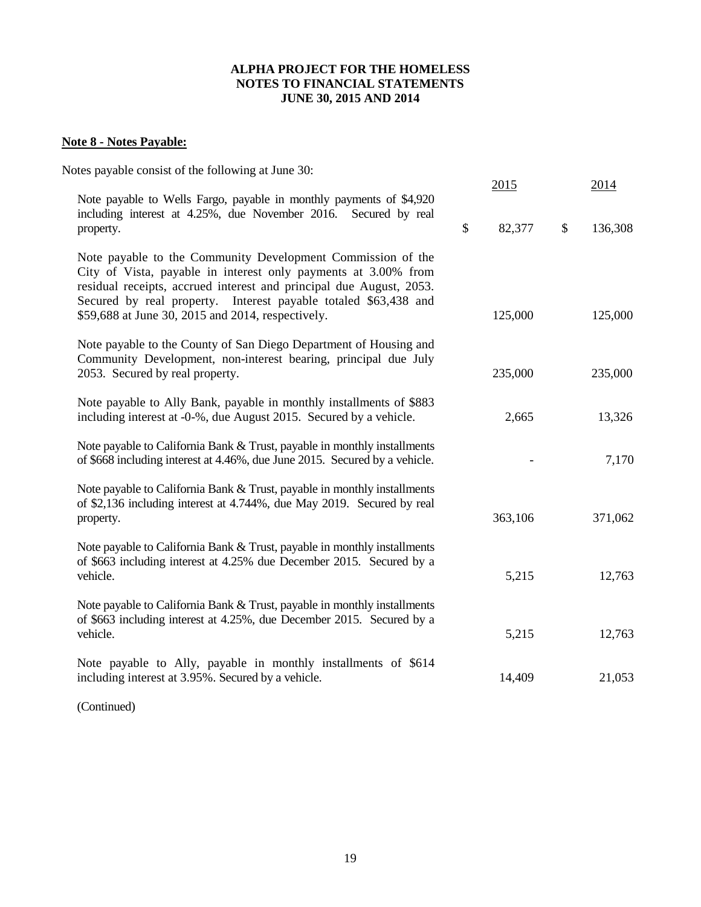# ALPHA PROJECT FOR THE HOMELESS
# NOTES TO FINANCIAL STATEMENTS
# JUNE 30, 2015 AND 2014

**Note 8 - Notes Payable:**

Notes payable consist of the following at June 30:

| | 2015 | 2014 |
|---|---|---|
| Note payable to Wells Fargo, payable in monthly payments of $4,920 including interest at 4.25%, due November 2016. Secured by real property. | $ 82,377 | $ 136,308 |
| Note payable to the Community Development Commission of the City of Vista, payable in interest only payments at 3.00% from residual receipts, accrued interest and principal due August, 2053. Secured by real property. Interest payable totaled $63,438 and $59,688 at June 30, 2015 and 2014, respectively. | 125,000 | 125,000 |
| Note payable to the County of San Diego Department of Housing and Community Development, non-interest bearing, principal due July 2053. Secured by real property. | 235,000 | 235,000 |
| Note payable to Ally Bank, payable in monthly installments of $883 including interest at -0-%, due August 2015. Secured by a vehicle. | 2,665 | 13,326 |
| Note payable to California Bank & Trust, payable in monthly installments of $668 including interest at 4.46%, due June 2015. Secured by a vehicle. | - | 7,170 |
| Note payable to California Bank & Trust, payable in monthly installments of $2,136 including interest at 4.744%, due May 2019. Secured by real property. | 363,106 | 371,062 |
| Note payable to California Bank & Trust, payable in monthly installments of $663 including interest at 4.25% due December 2015. Secured by a vehicle. | 5,215 | 12,763 |
| Note payable to California Bank & Trust, payable in monthly installments of $663 including interest at 4.25%, due December 2015. Secured by a vehicle. | 5,215 | 12,763 |
| Note payable to Ally, payable in monthly installments of $614 including interest at 3.95%. Secured by a vehicle. | 14,409 | 21,053 |

(Continued)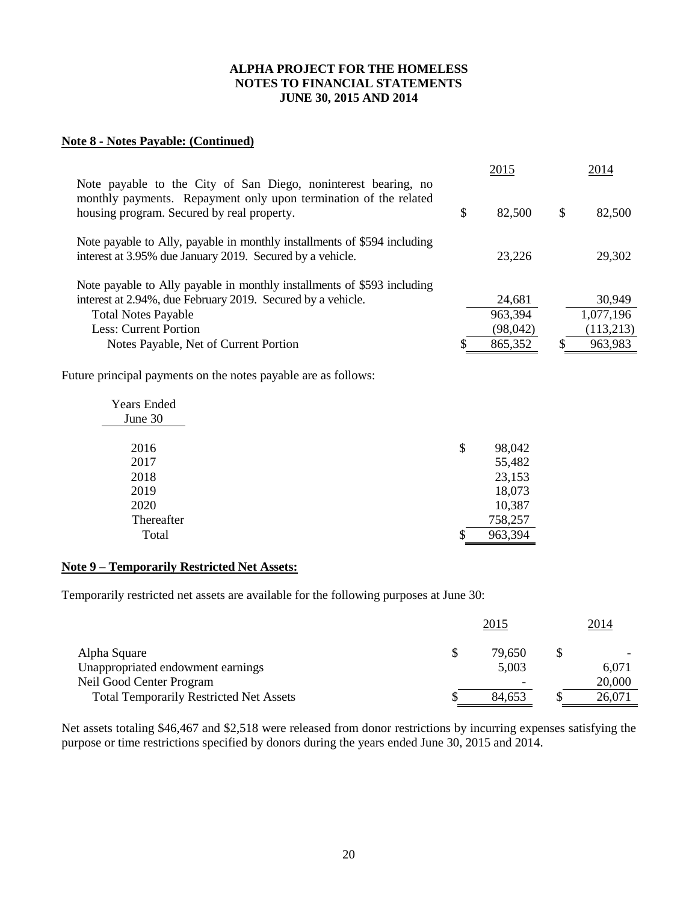**ALPHA PROJECT FOR THE HOMELESS**
**NOTES TO FINANCIAL STATEMENTS**
**JUNE 30, 2015 AND 2014**

**Note 8 - Notes Payable: (Continued)**

| | 2015 | 2014 |
|---|---|---|
| Note payable to the City of San Diego, noninterest bearing, no monthly payments. Repayment only upon termination of the related housing program. Secured by real property. | $ 82,500 | $ 82,500 |
| Note payable to Ally, payable in monthly installments of $594 including interest at 3.95% due January 2019. Secured by a vehicle. | 23,226 | 29,302 |
| Note payable to Ally payable in monthly installments of $593 including interest at 2.94%, due February 2019. Secured by a vehicle. | 24,681 | 30,949 |
| Total Notes Payable | 963,394 | 1,077,196 |
| Less: Current Portion | (98,042) | (113,213) |
| Notes Payable, Net of Current Portion | $ 865,352 | $ 963,983 |

Future principal payments on the notes payable are as follows:

| Years Ended June 30 | |
|---|---|
| 2016 | $ 98,042 |
| 2017 | 55,482 |
| 2018 | 23,153 |
| 2019 | 18,073 |
| 2020 | 10,387 |
| Thereafter | 758,257 |
| Total | $ 963,394 |

**Note 9 – Temporarily Restricted Net Assets:**

Temporarily restricted net assets are available for the following purposes at June 30:

| | 2015 | 2014 |
|---|---|---|
| Alpha Square | $ 79,650 | $ - |
| Unappropriated endowment earnings | 5,003 | 6,071 |
| Neil Good Center Program | - | 20,000 |
| Total Temporarily Restricted Net Assets | $ 84,653 | $ 26,071 |

Net assets totaling $46,467 and $2,518 were released from donor restrictions by incurring expenses satisfying the purpose or time restrictions specified by donors during the years ended June 30, 2015 and 2014.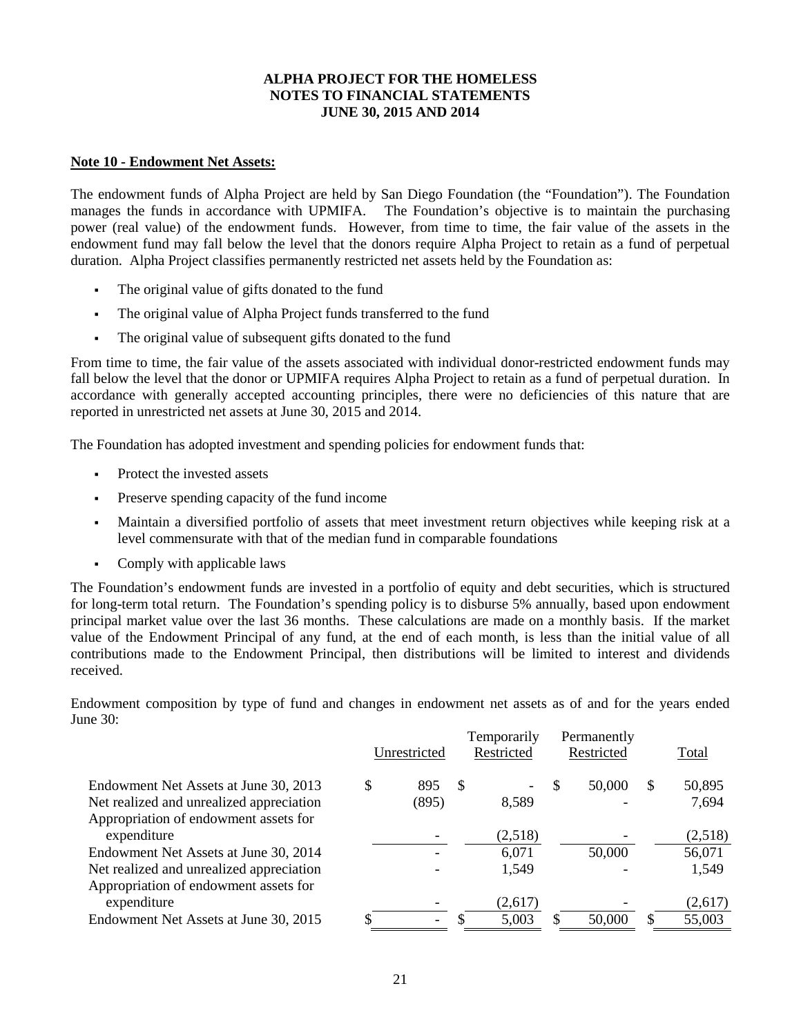**ALPHA PROJECT FOR THE HOMELESS**
**NOTES TO FINANCIAL STATEMENTS**
**JUNE 30, 2015 AND 2014**

**Note 10 - Endowment Net Assets:**

The endowment funds of Alpha Project are held by San Diego Foundation (the "Foundation"). The Foundation manages the funds in accordance with UPMIFA. The Foundation's objective is to maintain the purchasing power (real value) of the endowment funds. However, from time to time, the fair value of the assets in the endowment fund may fall below the level that the donors require Alpha Project to retain as a fund of perpetual duration. Alpha Project classifies permanently restricted net assets held by the Foundation as:

- The original value of gifts donated to the fund
- The original value of Alpha Project funds transferred to the fund
- The original value of subsequent gifts donated to the fund

From time to time, the fair value of the assets associated with individual donor-restricted endowment funds may fall below the level that the donor or UPMIFA requires Alpha Project to retain as a fund of perpetual duration. In accordance with generally accepted accounting principles, there were no deficiencies of this nature that are reported in unrestricted net assets at June 30, 2015 and 2014.

The Foundation has adopted investment and spending policies for endowment funds that:

- Protect the invested assets
- Preserve spending capacity of the fund income
- Maintain a diversified portfolio of assets that meet investment return objectives while keeping risk at a level commensurate with that of the median fund in comparable foundations
- Comply with applicable laws

The Foundation's endowment funds are invested in a portfolio of equity and debt securities, which is structured for long-term total return. The Foundation's spending policy is to disburse 5% annually, based upon endowment principal market value over the last 36 months. These calculations are made on a monthly basis. If the market value of the Endowment Principal of any fund, at the end of each month, is less than the initial value of all contributions made to the Endowment Principal, then distributions will be limited to interest and dividends received.

Endowment composition by type of fund and changes in endowment net assets as of and for the years ended June 30:

| | Unrestricted | Temporarily Restricted | Permanently Restricted | Total |
|---|---|---|---|---|
| Endowment Net Assets at June 30, 2013 | $ 895 | $ - | $ 50,000 | $ 50,895 |
| Net realized and unrealized appreciation | (895) | 8,589 | - | 7,694 |
| Appropriation of endowment assets for expenditure | - | (2,518) | - | (2,518) |
| Endowment Net Assets at June 30, 2014 | - | 6,071 | 50,000 | 56,071 |
| Net realized and unrealized appreciation | - | 1,549 | - | 1,549 |
| Appropriation of endowment assets for expenditure | - | (2,617) | - | (2,617) |
| Endowment Net Assets at June 30, 2015 | $ - | $ 5,003 | $ 50,000 | $ 55,003 |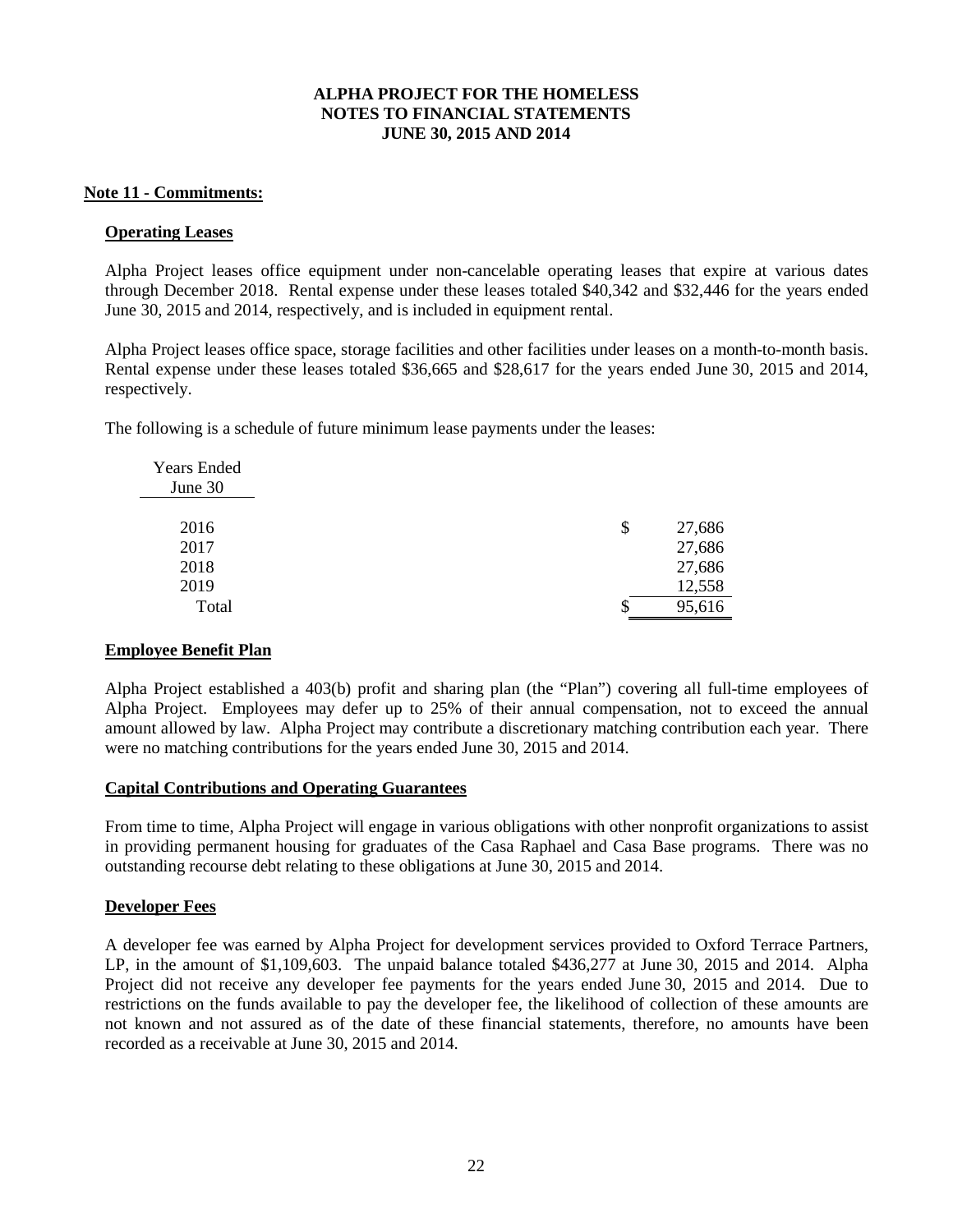# ALPHA PROJECT FOR THE HOMELESS
# NOTES TO FINANCIAL STATEMENTS
# JUNE 30, 2015 AND 2014

## Note 11 - Commitments:

### Operating Leases

Alpha Project leases office equipment under non-cancelable operating leases that expire at various dates through December 2018. Rental expense under these leases totaled \$40,342 and \$32,446 for the years ended June 30, 2015 and 2014, respectively, and is included in equipment rental.

Alpha Project leases office space, storage facilities and other facilities under leases on a month-to-month basis. Rental expense under these leases totaled \$36,665 and \$28,617 for the years ended June 30, 2015 and 2014, respectively.

The following is a schedule of future minimum lease payments under the leases:

| Years Ended June 30 | |
|---|---|
| 2016 | \$ 27,686 |
| 2017 | 27,686 |
| 2018 | 27,686 |
| 2019 | 12,558 |
| Total | \$ 95,616 |

### Employee Benefit Plan

Alpha Project established a 403(b) profit and sharing plan (the "Plan") covering all full-time employees of Alpha Project. Employees may defer up to 25% of their annual compensation, not to exceed the annual amount allowed by law. Alpha Project may contribute a discretionary matching contribution each year. There were no matching contributions for the years ended June 30, 2015 and 2014.

### Capital Contributions and Operating Guarantees

From time to time, Alpha Project will engage in various obligations with other nonprofit organizations to assist in providing permanent housing for graduates of the Casa Raphael and Casa Base programs. There was no outstanding recourse debt relating to these obligations at June 30, 2015 and 2014.

### Developer Fees

A developer fee was earned by Alpha Project for development services provided to Oxford Terrace Partners, LP, in the amount of \$1,109,603. The unpaid balance totaled \$436,277 at June 30, 2015 and 2014. Alpha Project did not receive any developer fee payments for the years ended June 30, 2015 and 2014. Due to restrictions on the funds available to pay the developer fee, the likelihood of collection of these amounts are not known and not assured as of the date of these financial statements, therefore, no amounts have been recorded as a receivable at June 30, 2015 and 2014.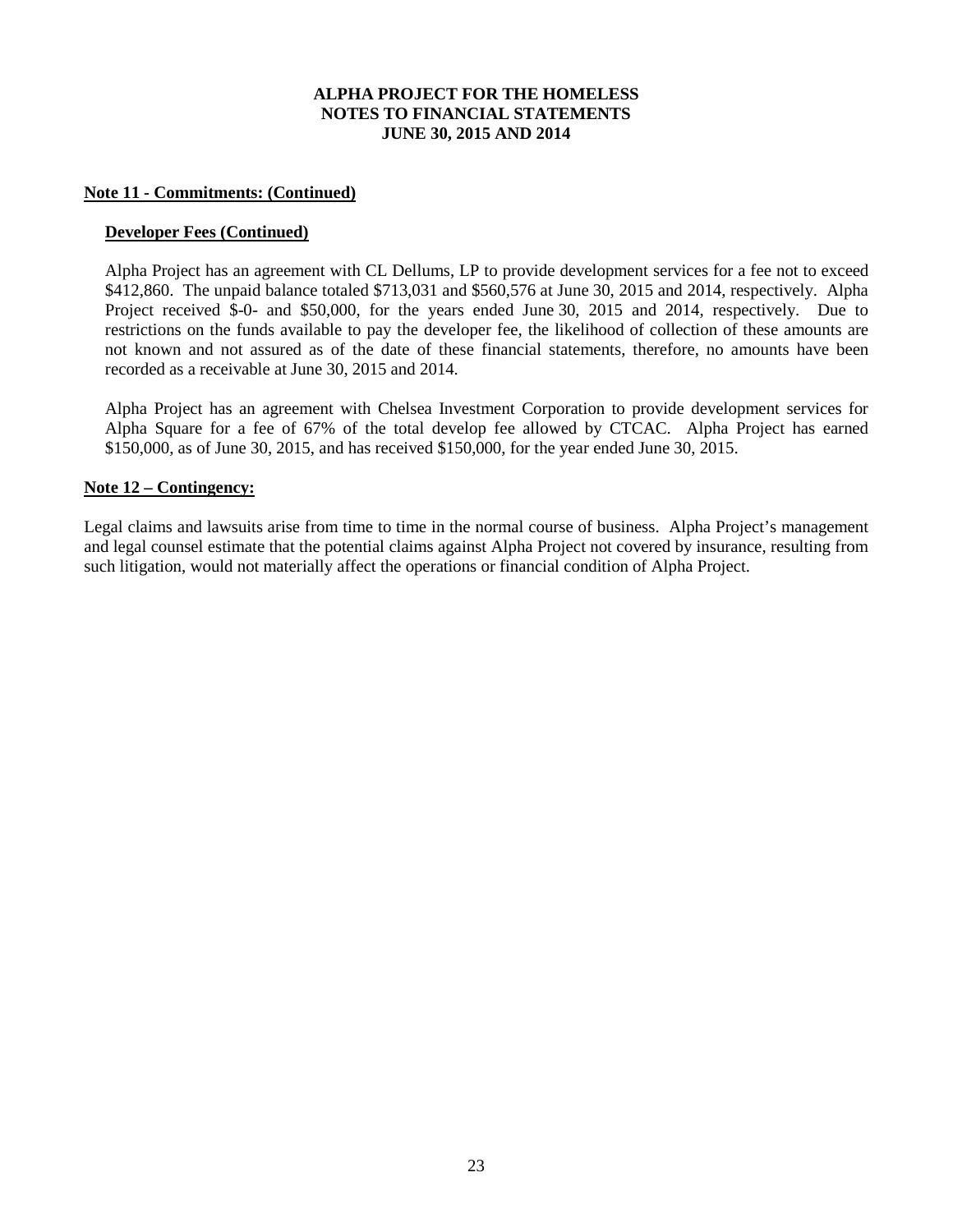# ALPHA PROJECT FOR THE HOMELESS
## NOTES TO FINANCIAL STATEMENTS
## JUNE 30, 2015 AND 2014

**Note 11 - Commitments: (Continued)**

**Developer Fees (Continued)**

Alpha Project has an agreement with CL Dellums, LP to provide development services for a fee not to exceed \$412,860. The unpaid balance totaled \$713,031 and \$560,576 at June 30, 2015 and 2014, respectively. Alpha Project received \$-0- and \$50,000, for the years ended June 30, 2015 and 2014, respectively. Due to restrictions on the funds available to pay the developer fee, the likelihood of collection of these amounts are not known and not assured as of the date of these financial statements, therefore, no amounts have been recorded as a receivable at June 30, 2015 and 2014.

Alpha Project has an agreement with Chelsea Investment Corporation to provide development services for Alpha Square for a fee of 67% of the total develop fee allowed by CTCAC. Alpha Project has earned \$150,000, as of June 30, 2015, and has received \$150,000, for the year ended June 30, 2015.

**Note 12 – Contingency:**

Legal claims and lawsuits arise from time to time in the normal course of business. Alpha Project's management and legal counsel estimate that the potential claims against Alpha Project not covered by insurance, resulting from such litigation, would not materially affect the operations or financial condition of Alpha Project.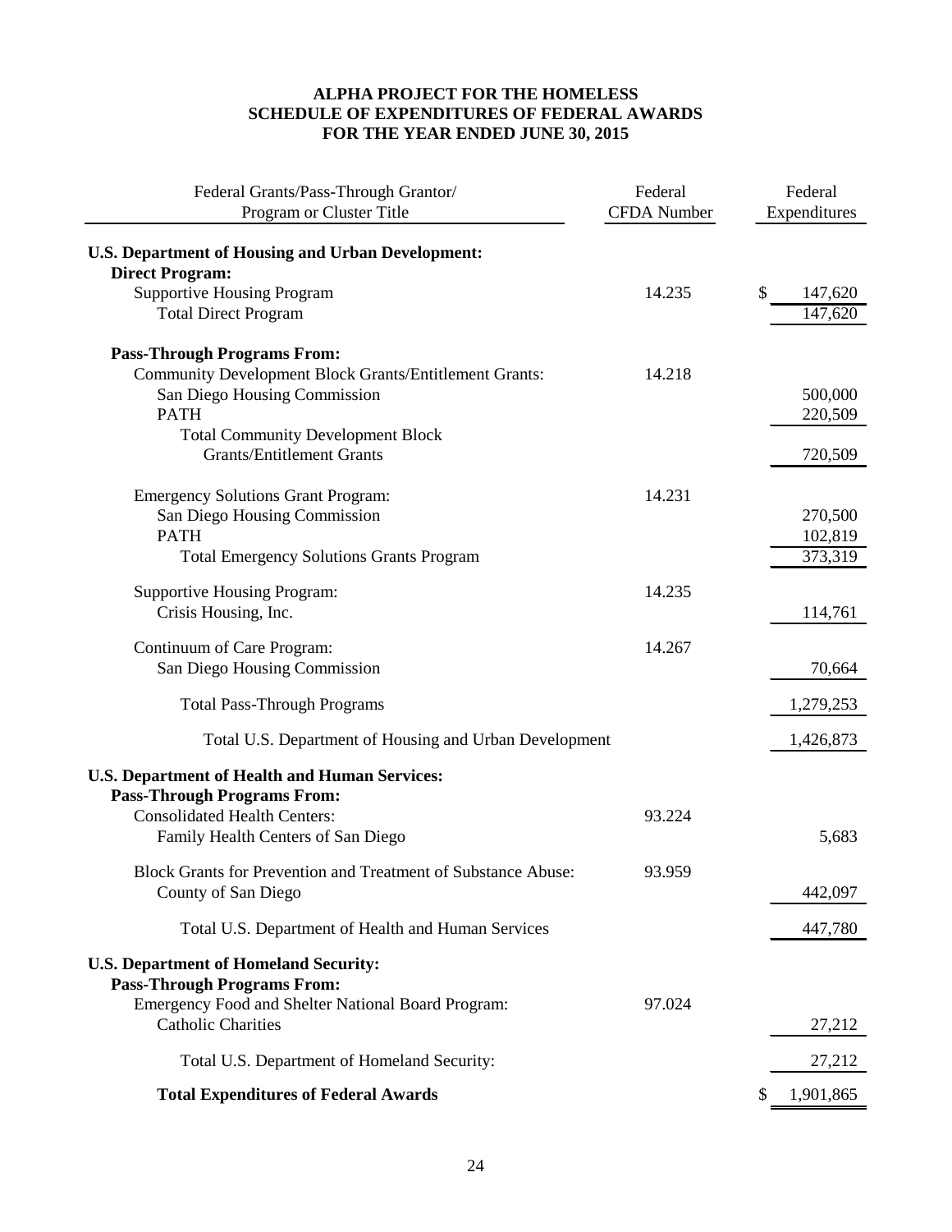**ALPHA PROJECT FOR THE HOMELESS**
**SCHEDULE OF EXPENDITURES OF FEDERAL AWARDS**
**FOR THE YEAR ENDED JUNE 30, 2015**

| Federal Grants/Pass-Through Grantor/ Program or Cluster Title | Federal CFDA Number | Federal Expenditures |
|---|---|---|
| **U.S. Department of Housing and Urban Development:** | | |
| **Direct Program:** | | |
| Supportive Housing Program | 14.235 | $ 147,620 |
| Total Direct Program | | 147,620 |
| **Pass-Through Programs From:** | | |
| Community Development Block Grants/Entitlement Grants: | 14.218 | |
| San Diego Housing Commission | | 500,000 |
| PATH | | 220,509 |
| Total Community Development Block Grants/Entitlement Grants | | 720,509 |
| Emergency Solutions Grant Program: | 14.231 | |
| San Diego Housing Commission | | 270,500 |
| PATH | | 102,819 |
| Total Emergency Solutions Grants Program | | 373,319 |
| Supportive Housing Program: | 14.235 | |
| Crisis Housing, Inc. | | 114,761 |
| Continuum of Care Program: | 14.267 | |
| San Diego Housing Commission | | 70,664 |
| Total Pass-Through Programs | | 1,279,253 |
| Total U.S. Department of Housing and Urban Development | | 1,426,873 |
| **U.S. Department of Health and Human Services:** | | |
| **Pass-Through Programs From:** | | |
| Consolidated Health Centers: | 93.224 | |
| Family Health Centers of San Diego | | 5,683 |
| Block Grants for Prevention and Treatment of Substance Abuse: | 93.959 | |
| County of San Diego | | 442,097 |
| Total U.S. Department of Health and Human Services | | 447,780 |
| **U.S. Department of Homeland Security:** | | |
| **Pass-Through Programs From:** | | |
| Emergency Food and Shelter National Board Program: | 97.024 | |
| Catholic Charities | | 27,212 |
| Total U.S. Department of Homeland Security: | | 27,212 |
| **Total Expenditures of Federal Awards** | | $ 1,901,865 |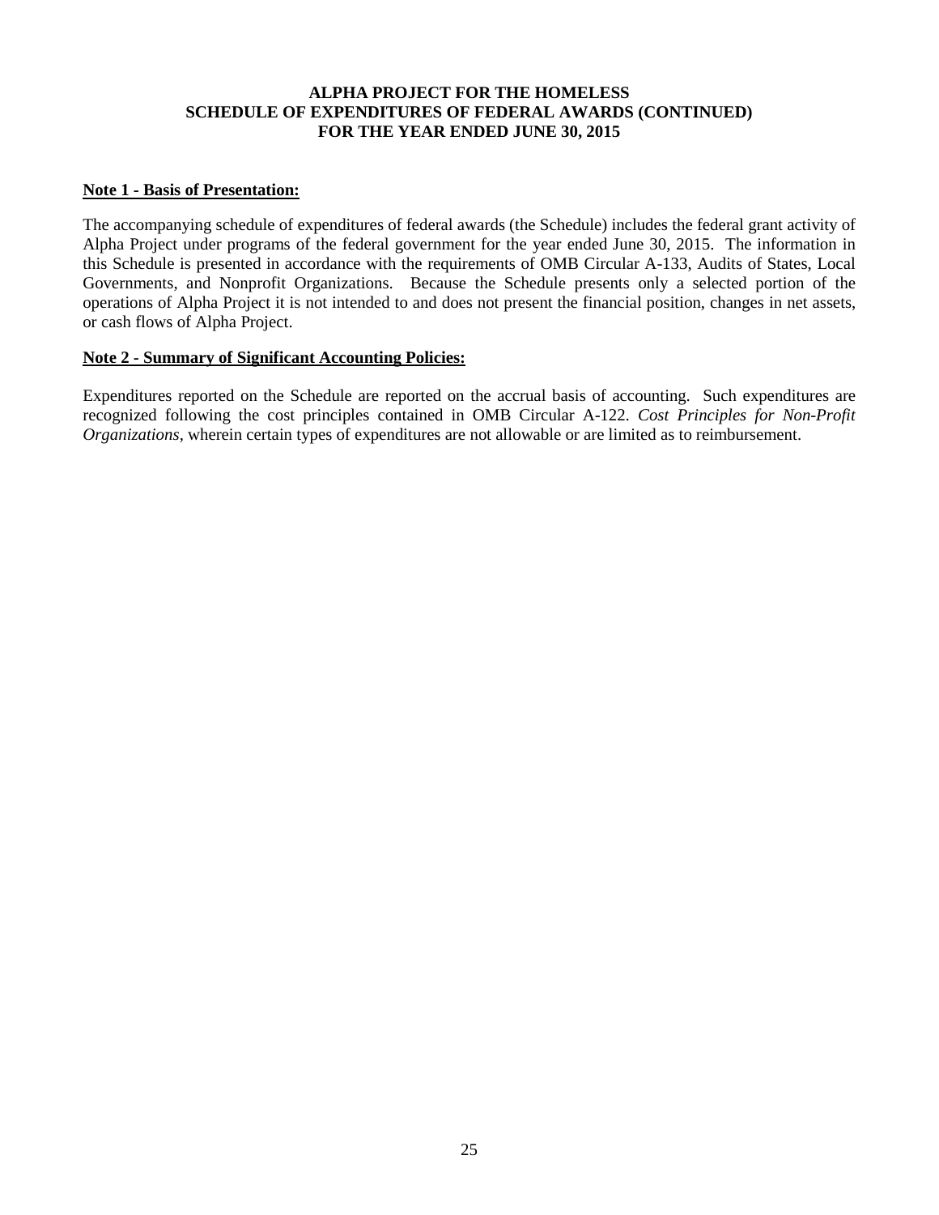# ALPHA PROJECT FOR THE HOMELESS
## SCHEDULE OF EXPENDITURES OF FEDERAL AWARDS (CONTINUED)
## FOR THE YEAR ENDED JUNE 30, 2015

**Note 1 - Basis of Presentation:**

The accompanying schedule of expenditures of federal awards (the Schedule) includes the federal grant activity of Alpha Project under programs of the federal government for the year ended June 30, 2015. The information in this Schedule is presented in accordance with the requirements of OMB Circular A-133, Audits of States, Local Governments, and Nonprofit Organizations. Because the Schedule presents only a selected portion of the operations of Alpha Project it is not intended to and does not present the financial position, changes in net assets, or cash flows of Alpha Project.

**Note 2 - Summary of Significant Accounting Policies:**

Expenditures reported on the Schedule are reported on the accrual basis of accounting. Such expenditures are recognized following the cost principles contained in OMB Circular A-122. *Cost Principles for Non-Profit Organizations,* wherein certain types of expenditures are not allowable or are limited as to reimbursement.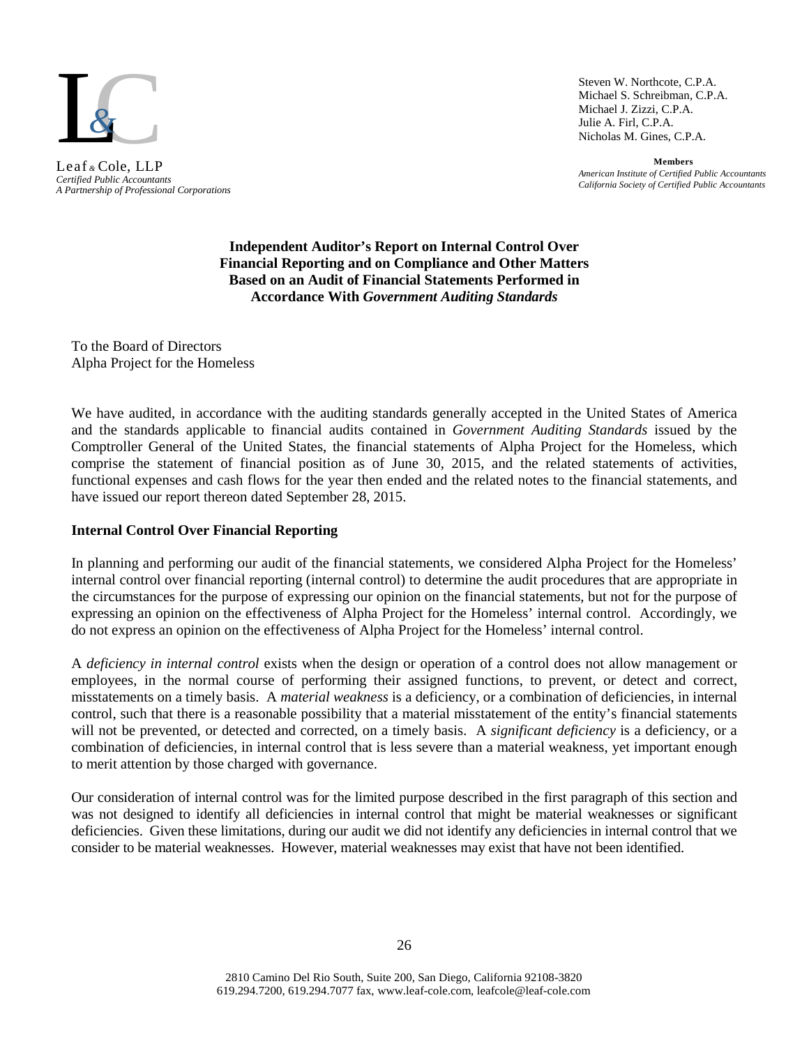Leaf & Cole, LLP
*Certified Public Accountants*
*A Partnership of Professional Corporations*

Steven W. Northcote, C.P.A.
Michael S. Schreibman, C.P.A.
Michael J. Zizzi, C.P.A.
Julie A. Firl, C.P.A.
Nicholas M. Gines, C.P.A.

**Members**
*American Institute of Certified Public Accountants*
*California Society of Certified Public Accountants*

## Independent Auditor's Report on Internal Control Over Financial Reporting and on Compliance and Other Matters Based on an Audit of Financial Statements Performed in Accordance With *Government Auditing Standards*

To the Board of Directors
Alpha Project for the Homeless

We have audited, in accordance with the auditing standards generally accepted in the United States of America and the standards applicable to financial audits contained in *Government Auditing Standards* issued by the Comptroller General of the United States, the financial statements of Alpha Project for the Homeless, which comprise the statement of financial position as of June 30, 2015, and the related statements of activities, functional expenses and cash flows for the year then ended and the related notes to the financial statements, and have issued our report thereon dated September 28, 2015.

**Internal Control Over Financial Reporting**

In planning and performing our audit of the financial statements, we considered Alpha Project for the Homeless' internal control over financial reporting (internal control) to determine the audit procedures that are appropriate in the circumstances for the purpose of expressing our opinion on the financial statements, but not for the purpose of expressing an opinion on the effectiveness of Alpha Project for the Homeless' internal control. Accordingly, we do not express an opinion on the effectiveness of Alpha Project for the Homeless' internal control.

A *deficiency in internal control* exists when the design or operation of a control does not allow management or employees, in the normal course of performing their assigned functions, to prevent, or detect and correct, misstatements on a timely basis. A *material weakness* is a deficiency, or a combination of deficiencies, in internal control, such that there is a reasonable possibility that a material misstatement of the entity's financial statements will not be prevented, or detected and corrected, on a timely basis. A *significant deficiency* is a deficiency, or a combination of deficiencies, in internal control that is less severe than a material weakness, yet important enough to merit attention by those charged with governance.

Our consideration of internal control was for the limited purpose described in the first paragraph of this section and was not designed to identify all deficiencies in internal control that might be material weaknesses or significant deficiencies. Given these limitations, during our audit we did not identify any deficiencies in internal control that we consider to be material weaknesses. However, material weaknesses may exist that have not been identified.

2810 Camino Del Rio South, Suite 200, San Diego, California 92108-3820
619.294.7200, 619.294.7077 fax, www.leaf-cole.com, leafcole@leaf-cole.com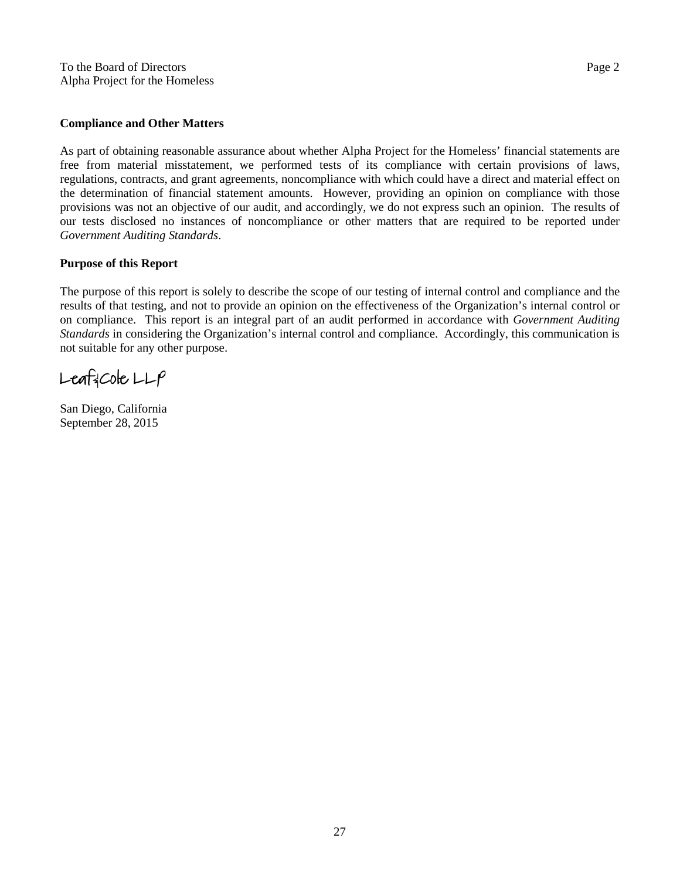To the Board of Directors
Alpha Project for the Homeless

**Compliance and Other Matters**

As part of obtaining reasonable assurance about whether Alpha Project for the Homeless' financial statements are free from material misstatement, we performed tests of its compliance with certain provisions of laws, regulations, contracts, and grant agreements, noncompliance with which could have a direct and material effect on the determination of financial statement amounts. However, providing an opinion on compliance with those provisions was not an objective of our audit, and accordingly, we do not express such an opinion. The results of our tests disclosed no instances of noncompliance or other matters that are required to be reported under *Government Auditing Standards*.

**Purpose of this Report**

The purpose of this report is solely to describe the scope of our testing of internal control and compliance and the results of that testing, and not to provide an opinion on the effectiveness of the Organization's internal control or on compliance. This report is an integral part of an audit performed in accordance with *Government Auditing Standards* in considering the Organization's internal control and compliance. Accordingly, this communication is not suitable for any other purpose.

Leaf & Cole LLP

San Diego, California
September 28, 2015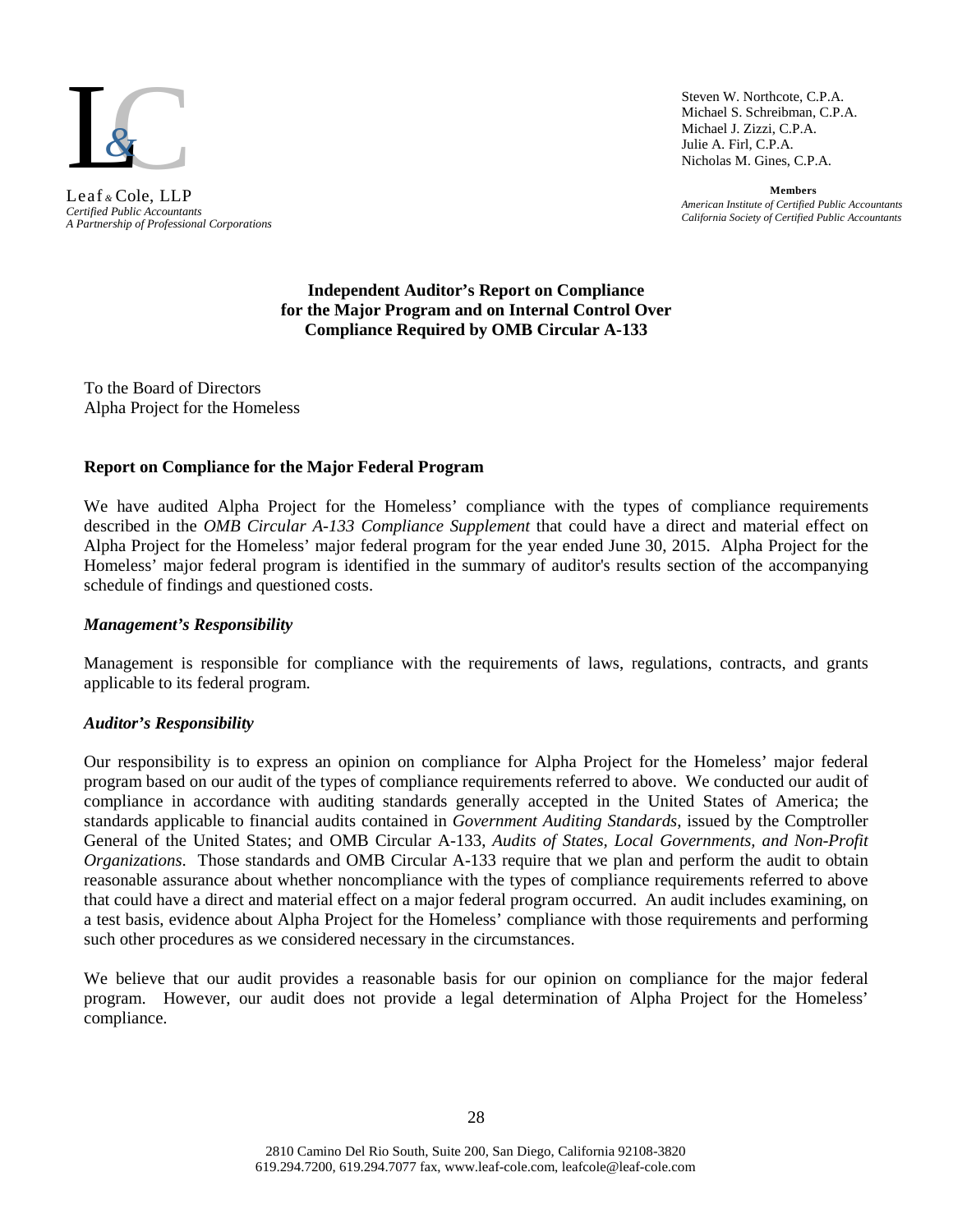Leaf & Cole, LLP
*Certified Public Accountants*
*A Partnership of Professional Corporations*

Steven W. Northcote, C.P.A.
Michael S. Schreibman, C.P.A.
Michael J. Zizzi, C.P.A.
Julie A. Firl, C.P.A.
Nicholas M. Gines, C.P.A.

**Members**
*American Institute of Certified Public Accountants*
*California Society of Certified Public Accountants*

## Independent Auditor's Report on Compliance for the Major Program and on Internal Control Over Compliance Required by OMB Circular A-133

To the Board of Directors
Alpha Project for the Homeless

### Report on Compliance for the Major Federal Program

We have audited Alpha Project for the Homeless' compliance with the types of compliance requirements described in the *OMB Circular A-133 Compliance Supplement* that could have a direct and material effect on Alpha Project for the Homeless' major federal program for the year ended June 30, 2015. Alpha Project for the Homeless' major federal program is identified in the summary of auditor's results section of the accompanying schedule of findings and questioned costs.

#### *Management's Responsibility*

Management is responsible for compliance with the requirements of laws, regulations, contracts, and grants applicable to its federal program.

#### *Auditor's Responsibility*

Our responsibility is to express an opinion on compliance for Alpha Project for the Homeless' major federal program based on our audit of the types of compliance requirements referred to above. We conducted our audit of compliance in accordance with auditing standards generally accepted in the United States of America; the standards applicable to financial audits contained in *Government Auditing Standards*, issued by the Comptroller General of the United States; and OMB Circular A-133, *Audits of States, Local Governments, and Non-Profit Organizations*. Those standards and OMB Circular A-133 require that we plan and perform the audit to obtain reasonable assurance about whether noncompliance with the types of compliance requirements referred to above that could have a direct and material effect on a major federal program occurred. An audit includes examining, on a test basis, evidence about Alpha Project for the Homeless' compliance with those requirements and performing such other procedures as we considered necessary in the circumstances.

We believe that our audit provides a reasonable basis for our opinion on compliance for the major federal program. However, our audit does not provide a legal determination of Alpha Project for the Homeless' compliance.

2810 Camino Del Rio South, Suite 200, San Diego, California 92108-3820
619.294.7200, 619.294.7077 fax, www.leaf-cole.com, leafcole@leaf-cole.com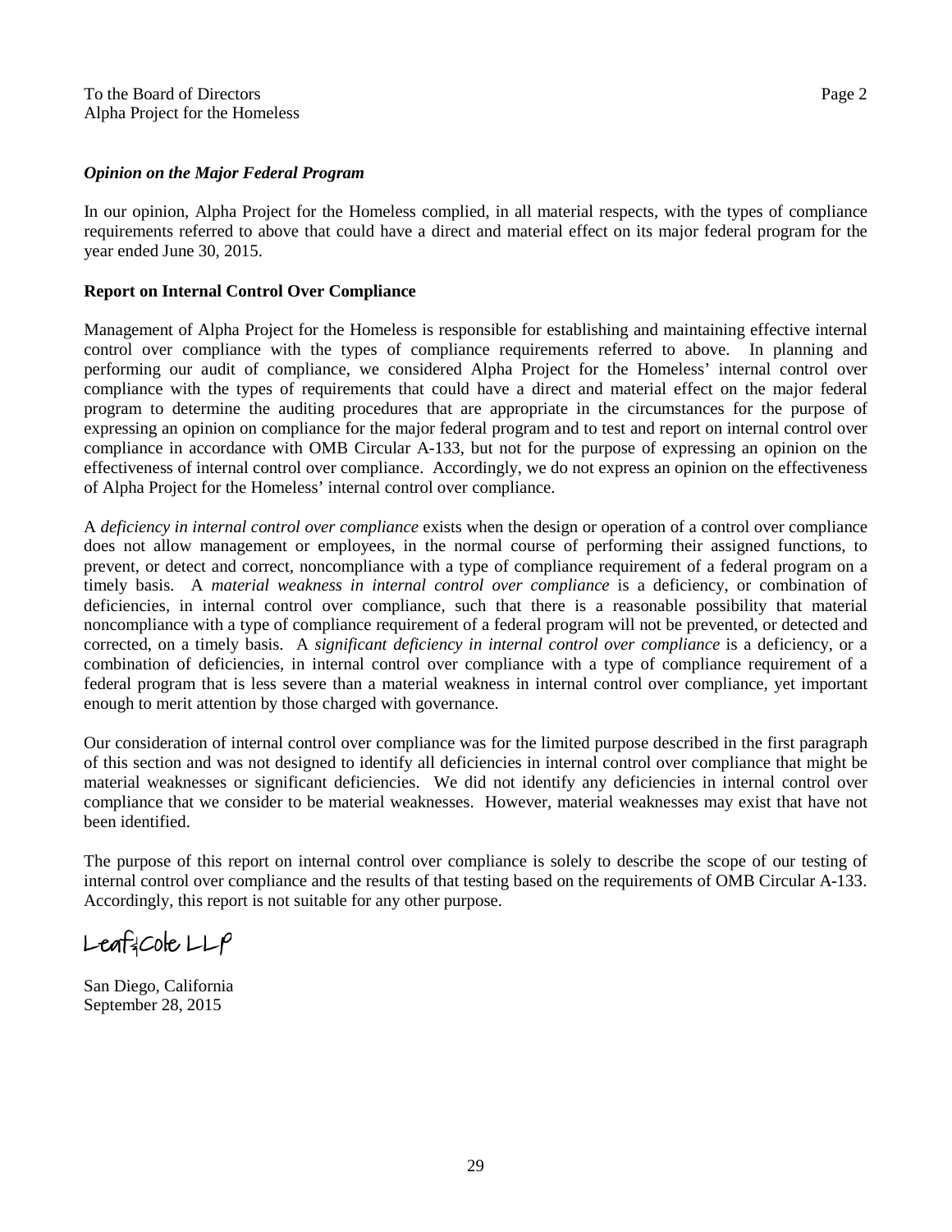### *Opinion on the Major Federal Program*

In our opinion, Alpha Project for the Homeless complied, in all material respects, with the types of compliance requirements referred to above that could have a direct and material effect on its major federal program for the year ended June 30, 2015.

### Report on Internal Control Over Compliance

Management of Alpha Project for the Homeless is responsible for establishing and maintaining effective internal control over compliance with the types of compliance requirements referred to above. In planning and performing our audit of compliance, we considered Alpha Project for the Homeless' internal control over compliance with the types of requirements that could have a direct and material effect on the major federal program to determine the auditing procedures that are appropriate in the circumstances for the purpose of expressing an opinion on compliance for the major federal program and to test and report on internal control over compliance in accordance with OMB Circular A-133, but not for the purpose of expressing an opinion on the effectiveness of internal control over compliance. Accordingly, we do not express an opinion on the effectiveness of Alpha Project for the Homeless' internal control over compliance.

A *deficiency in internal control over compliance* exists when the design or operation of a control over compliance does not allow management or employees, in the normal course of performing their assigned functions, to prevent, or detect and correct, noncompliance with a type of compliance requirement of a federal program on a timely basis. A *material weakness in internal control over compliance* is a deficiency, or combination of deficiencies, in internal control over compliance, such that there is a reasonable possibility that material noncompliance with a type of compliance requirement of a federal program will not be prevented, or detected and corrected, on a timely basis. A *significant deficiency in internal control over compliance* is a deficiency, or a combination of deficiencies, in internal control over compliance with a type of compliance requirement of a federal program that is less severe than a material weakness in internal control over compliance, yet important enough to merit attention by those charged with governance.

Our consideration of internal control over compliance was for the limited purpose described in the first paragraph of this section and was not designed to identify all deficiencies in internal control over compliance that might be material weaknesses or significant deficiencies. We did not identify any deficiencies in internal control over compliance that we consider to be material weaknesses. However, material weaknesses may exist that have not been identified.

The purpose of this report on internal control over compliance is solely to describe the scope of our testing of internal control over compliance and the results of that testing based on the requirements of OMB Circular A-133. Accordingly, this report is not suitable for any other purpose.

Leaf & Cole LLP

San Diego, California
September 28, 2015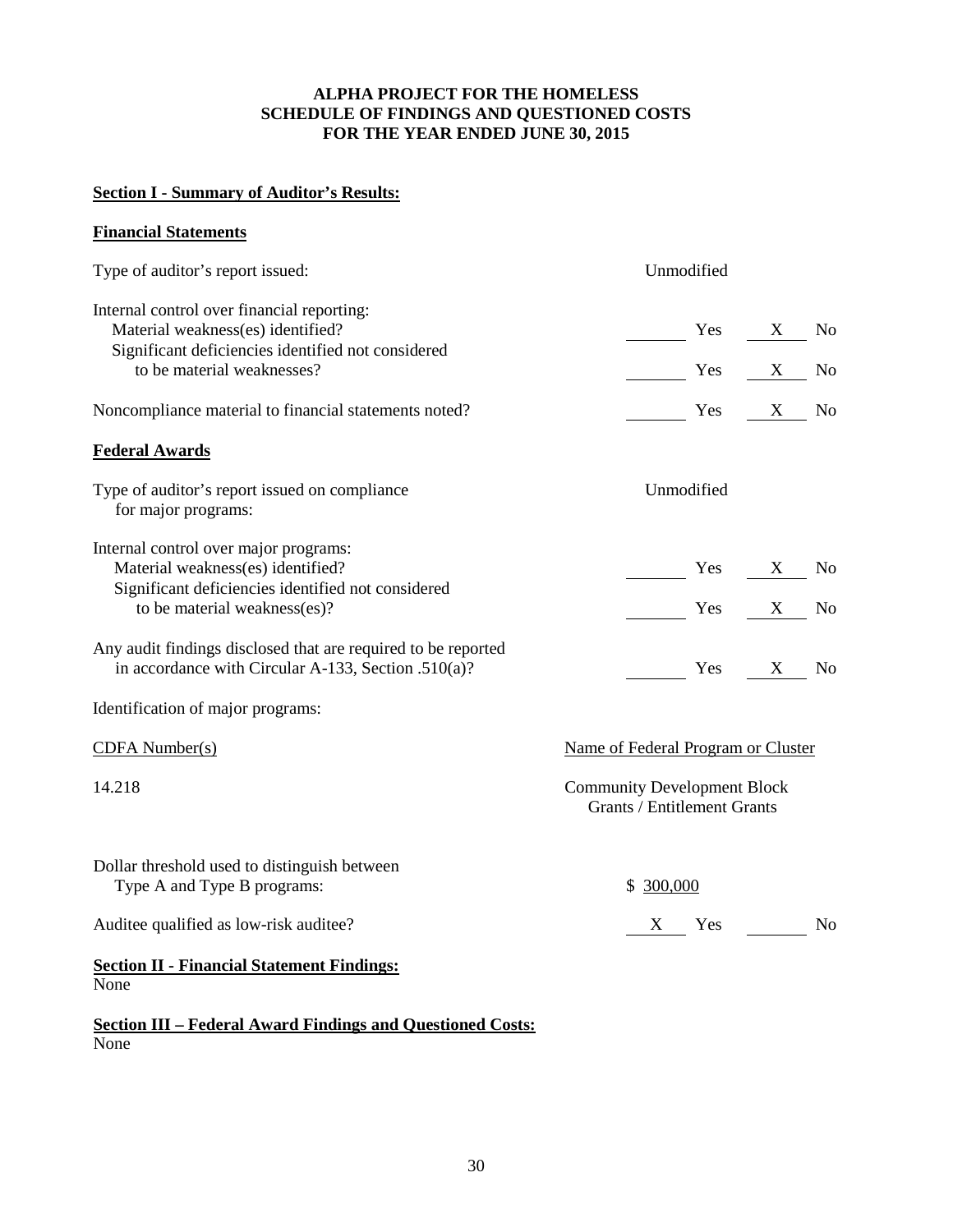# ALPHA PROJECT FOR THE HOMELESS
# SCHEDULE OF FINDINGS AND QUESTIONED COSTS
# FOR THE YEAR ENDED JUNE 30, 2015

## Section I - Summary of Auditor's Results:

### Financial Statements

Type of auditor's report issued: Unmodified

Internal control over financial reporting:

| | | |
|---|---|---|
| Material weakness(es) identified? | ____ Yes | X No |
| Significant deficiencies identified not considered to be material weaknesses? | ____ Yes | X No |
| Noncompliance material to financial statements noted? | ____ Yes | X No |

### Federal Awards

Type of auditor's report issued on compliance for major programs: Unmodified

Internal control over major programs:

| | | |
|---|---|---|
| Material weakness(es) identified? | ____ Yes | X No |
| Significant deficiencies identified not considered to be material weakness(es)? | ____ Yes | X No |
| Any audit findings disclosed that are required to be reported in accordance with Circular A-133, Section .510(a)? | ____ Yes | X No |

Identification of major programs:

| CDFA Number(s) | Name of Federal Program or Cluster |
|---|---|
| 14.218 | Community Development Block Grants / Entitlement Grants |

Dollar threshold used to distinguish between Type A and Type B programs: $ 300,000

Auditee qualified as low-risk auditee? X Yes ____ No

## Section II - Financial Statement Findings:

None

## Section III – Federal Award Findings and Questioned Costs:

None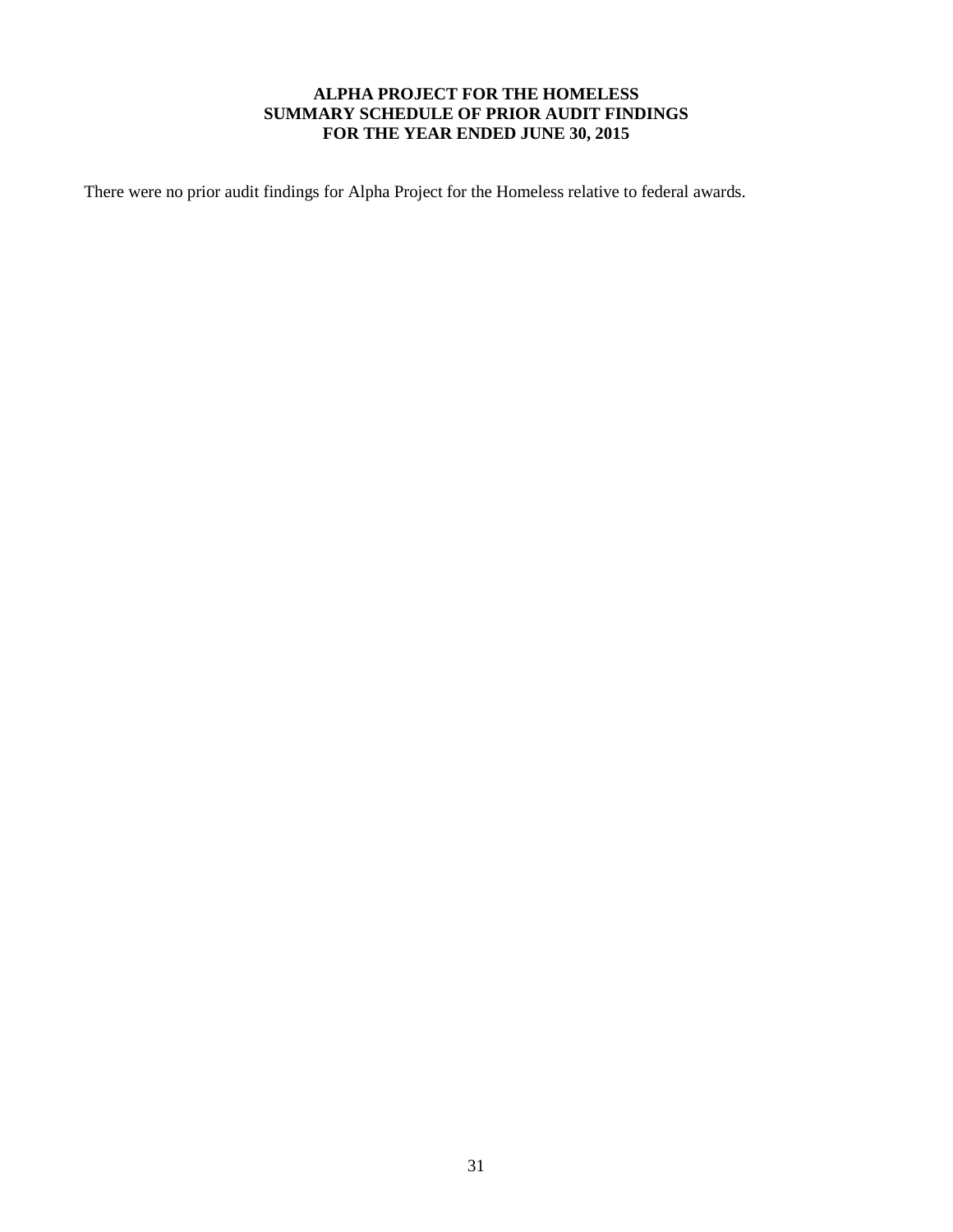# ALPHA PROJECT FOR THE HOMELESS
## SUMMARY SCHEDULE OF PRIOR AUDIT FINDINGS
### FOR THE YEAR ENDED JUNE 30, 2015

There were no prior audit findings for Alpha Project for the Homeless relative to federal awards.